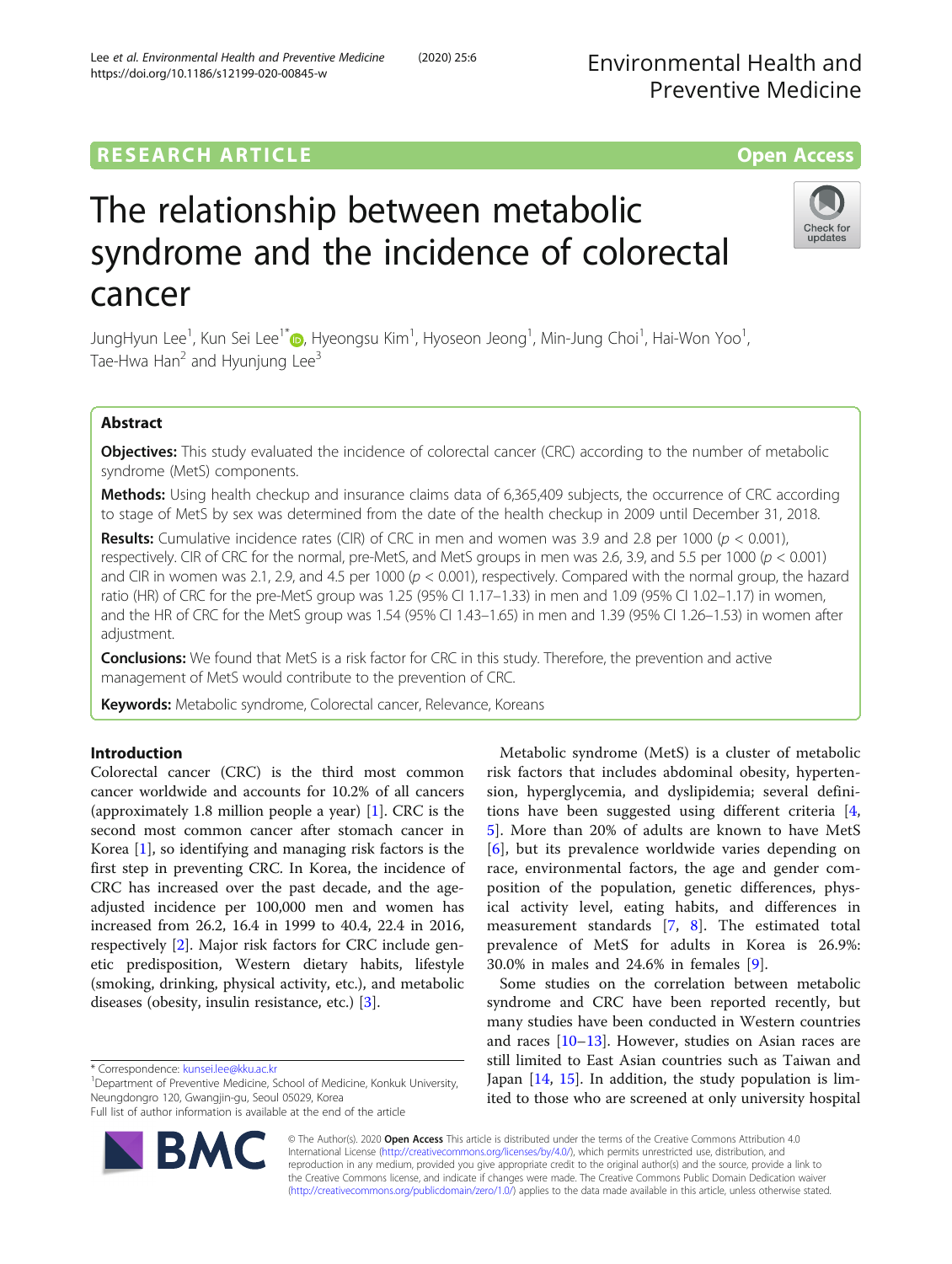RESEARCH ARTICLE

Open Access

# The relationship between metabolic syndrome and the incidence of colorectal cancer

JungHyun Lee[1], Kun Sei Lee[1*], Hyeongsu Kim[1], Hyoseon Jeong[1], Min-Jung Choi[1], Hai-Won Yoo[1], Tae-Hwa Han[2] and Hyunjung Lee[3]

## Abstract

**Objectives:** This study evaluated the incidence of colorectal cancer (CRC) according to the number of metabolic syndrome (MetS) components.

**Methods:** Using health checkup and insurance claims data of 6,365,409 subjects, the occurrence of CRC according to stage of MetS by sex was determined from the date of the health checkup in 2009 until December 31, 2018.

**Results:** Cumulative incidence rates (CIR) of CRC in men and women was 3.9 and 2.8 per 1000 ($p < 0.001$), respectively. CIR of CRC for the normal, pre-MetS, and MetS groups in men was 2.6, 3.9, and 5.5 per 1000 ($p < 0.001$) and CIR in women was 2.1, 2.9, and 4.5 per 1000 ($p < 0.001$), respectively. Compared with the normal group, the hazard ratio (HR) of CRC for the pre-MetS group was 1.25 (95% CI 1.17–1.33) in men and 1.09 (95% CI 1.02–1.17) in women, and the HR of CRC for the MetS group was 1.54 (95% CI 1.43–1.65) in men and 1.39 (95% CI 1.26–1.53) in women after adjustment.

**Conclusions:** We found that MetS is a risk factor for CRC in this study. Therefore, the prevention and active management of MetS would contribute to the prevention of CRC.

**Keywords:** Metabolic syndrome, Colorectal cancer, Relevance, Koreans

## Introduction

Colorectal cancer (CRC) is the third most common cancer worldwide and accounts for 10.2% of all cancers (approximately 1.8 million people a year) [1]. CRC is the second most common cancer after stomach cancer in Korea [1], so identifying and managing risk factors is the first step in preventing CRC. In Korea, the incidence of CRC has increased over the past decade, and the age-adjusted incidence per 100,000 men and women has increased from 26.2, 16.4 in 1999 to 40.4, 22.4 in 2016, respectively [2]. Major risk factors for CRC include genetic predisposition, Western dietary habits, lifestyle (smoking, drinking, physical activity, etc.), and metabolic diseases (obesity, insulin resistance, etc.) [3].

Metabolic syndrome (MetS) is a cluster of metabolic risk factors that includes abdominal obesity, hypertension, hyperglycemia, and dyslipidemia; several definitions have been suggested using different criteria [4, 5]. More than 20% of adults are known to have MetS [6], but its prevalence worldwide varies depending on race, environmental factors, the age and gender composition of the population, genetic differences, physical activity level, eating habits, and differences in measurement standards [7, 8]. The estimated total prevalence of MetS for adults in Korea is 26.9%: 30.0% in males and 24.6% in females [9].

Some studies on the correlation between metabolic syndrome and CRC have been reported recently, but many studies have been conducted in Western countries and races [10–13]. However, studies on Asian races are still limited to East Asian countries such as Taiwan and Japan [14, 15]. In addition, the study population is limited to those who are screened at only university hospital

\* Correspondence: kunsei.lee@kku.ac.kr
[1]Department of Preventive Medicine, School of Medicine, Konkuk University, Neungdongro 120, Gwangjin-gu, Seoul 05029, Korea
Full list of author information is available at the end of the article

© The Author(s). 2020 **Open Access** This article is distributed under the terms of the Creative Commons Attribution 4.0 International License (http://creativecommons.org/licenses/by/4.0/), which permits unrestricted use, distribution, and reproduction in any medium, provided you give appropriate credit to the original author(s) and the source, provide a link to the Creative Commons license, and indicate if changes were made. The Creative Commons Public Domain Dedication waiver (http://creativecommons.org/publicdomain/zero/1.0/) applies to the data made available in this article, unless otherwise stated.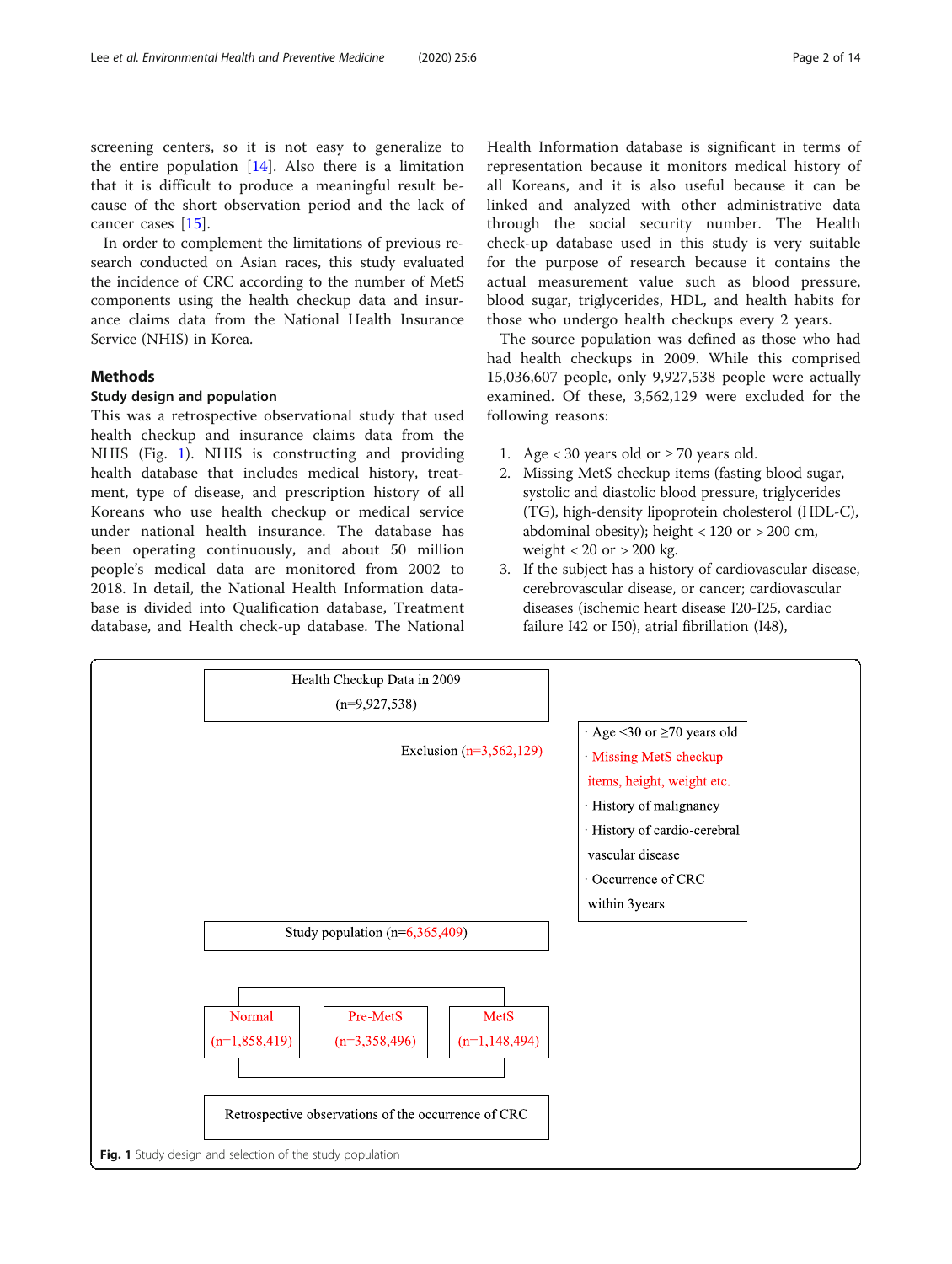screening centers, so it is not easy to generalize to the entire population [14]. Also there is a limitation that it is difficult to produce a meaningful result because of the short observation period and the lack of cancer cases [15].

In order to complement the limitations of previous research conducted on Asian races, this study evaluated the incidence of CRC according to the number of MetS components using the health checkup data and insurance claims data from the National Health Insurance Service (NHIS) in Korea.

## Methods

### Study design and population

This was a retrospective observational study that used health checkup and insurance claims data from the NHIS (Fig. 1). NHIS is constructing and providing health database that includes medical history, treatment, type of disease, and prescription history of all Koreans who use health checkup or medical service under national health insurance. The database has been operating continuously, and about 50 million people's medical data are monitored from 2002 to 2018. In detail, the National Health Information database is divided into Qualification database, Treatment database, and Health check-up database. The National Health Information database is significant in terms of representation because it monitors medical history of all Koreans, and it is also useful because it can be linked and analyzed with other administrative data through the social security number. The Health check-up database used in this study is very suitable for the purpose of research because it contains the actual measurement value such as blood pressure, blood sugar, triglycerides, HDL, and health habits for those who undergo health checkups every 2 years.

The source population was defined as those who had had health checkups in 2009. While this comprised 15,036,607 people, only 9,927,538 people were actually examined. Of these, 3,562,129 were excluded for the following reasons:

1. Age < 30 years old or ≥ 70 years old.
2. Missing MetS checkup items (fasting blood sugar, systolic and diastolic blood pressure, triglycerides (TG), high-density lipoprotein cholesterol (HDL-C), abdominal obesity); height < 120 or > 200 cm, weight < 20 or > 200 kg.
3. If the subject has a history of cardiovascular disease, cerebrovascular disease, or cancer; cardiovascular diseases (ischemic heart disease I20-I25, cardiac failure I42 or I50), atrial fibrillation (I48),

Health Checkup Data in 2009 (n=9,927,538)

Exclusion (n=3,562,129)
- Age <30 or ≥70 years old
- Missing MetS checkup items, height, weight etc.
- History of malignancy
- History of cardio-cerebral vascular disease
- Occurrence of CRC within 3years

Study population (n=6,365,409)

Normal (n=1,858,419) | Pre-MetS (n=3,358,496) | MetS (n=1,148,494)

Retrospective observations of the occurrence of CRC

**Fig. 1** Study design and selection of the study population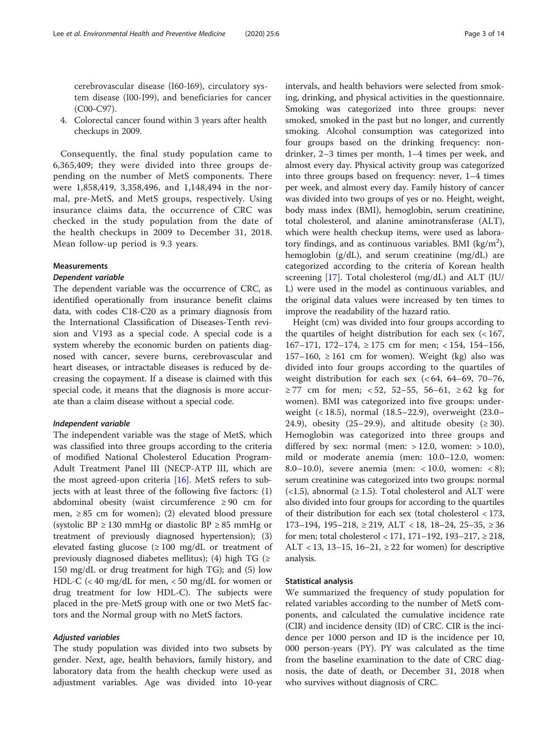cerebrovascular disease (I60-I69), circulatory system disease (I00-I99), and beneficiaries for cancer (C00-C97).

4. Colorectal cancer found within 3 years after health checkups in 2009.

Consequently, the final study population came to 6,365,409; they were divided into three groups depending on the number of MetS components. There were 1,858,419, 3,358,496, and 1,148,494 in the normal, pre-MetS, and MetS groups, respectively. Using insurance claims data, the occurrence of CRC was checked in the study population from the date of the health checkups in 2009 to December 31, 2018. Mean follow-up period is 9.3 years.

### Measurements

#### *Dependent variable*

The dependent variable was the occurrence of CRC, as identified operationally from insurance benefit claims data, with codes C18-C20 as a primary diagnosis from the International Classification of Diseases-Tenth revision and V193 as a special code. A special code is a system whereby the economic burden on patients diagnosed with cancer, severe burns, cerebrovascular and heart diseases, or intractable diseases is reduced by decreasing the copayment. If a disease is claimed with this special code, it means that the diagnosis is more accurate than a claim disease without a special code.

#### *Independent variable*

The independent variable was the stage of MetS, which was classified into three groups according to the criteria of modified National Cholesterol Education Program-Adult Treatment Panel III (NECP-ATP III, which are the most agreed-upon criteria [16]. MetS refers to subjects with at least three of the following five factors: (1) abdominal obesity (waist circumference ≥ 90 cm for men, ≥ 85 cm for women); (2) elevated blood pressure (systolic BP ≥ 130 mmHg or diastolic BP ≥ 85 mmHg or treatment of previously diagnosed hypertension); (3) elevated fasting glucose (≥ 100 mg/dL or treatment of previously diagnosed diabetes mellitus); (4) high TG (≥ 150 mg/dL or drug treatment for high TG); and (5) low HDL-C (< 40 mg/dL for men, < 50 mg/dL for women or drug treatment for low HDL-C). The subjects were placed in the pre-MetS group with one or two MetS factors and the Normal group with no MetS factors.

#### *Adjusted variables*

The study population was divided into two subsets by gender. Next, age, health behaviors, family history, and laboratory data from the health checkup were used as adjustment variables. Age was divided into 10-year intervals, and health behaviors were selected from smoking, drinking, and physical activities in the questionnaire. Smoking was categorized into three groups: never smoked, smoked in the past but no longer, and currently smoking. Alcohol consumption was categorized into four groups based on the drinking frequency: nondrinker, 2–3 times per month, 1–4 times per week, and almost every day. Physical activity group was categorized into three groups based on frequency: never, 1–4 times per week, and almost every day. Family history of cancer was divided into two groups of yes or no. Height, weight, body mass index (BMI), hemoglobin, serum creatinine, total cholesterol, and alanine aminotransferase (ALT), which were health checkup items, were used as laboratory findings, and as continuous variables. BMI (kg/m$^2$), hemoglobin (g/dL), and serum creatinine (mg/dL) are categorized according to the criteria of Korean health screening [17]. Total cholesterol (mg/dL) and ALT (IU/L) were used in the model as continuous variables, and the original data values were increased by ten times to improve the readability of the hazard ratio.

Height (cm) was divided into four groups according to the quartiles of height distribution for each sex (< 167, 167–171, 172–174, ≥ 175 cm for men; < 154, 154–156, 157–160, ≥ 161 cm for women). Weight (kg) also was divided into four groups according to the quartiles of weight distribution for each sex (< 64, 64–69, 70–76, ≥ 77 cm for men; < 52, 52–55, 56–61, ≥ 62 kg for women). BMI was categorized into five groups: underweight (< 18.5), normal (18.5–22.9), overweight (23.0–24.9), obesity (25–29.9), and altitude obesity (≥ 30). Hemoglobin was categorized into three groups and differed by sex: normal (men: > 12.0, women: > 10.0), mild or moderate anemia (men: 10.0–12.0, women: 8.0–10.0), severe anemia (men: < 10.0, women: < 8); serum creatinine was categorized into two groups: normal (<1.5), abnormal (≥ 1.5). Total cholesterol and ALT were also divided into four groups for according to the quartiles of their distribution for each sex (total cholesterol < 173, 173–194, 195–218, ≥ 219, ALT < 18, 18–24, 25–35, ≥ 36 for men; total cholesterol < 171, 171–192, 193–217, ≥ 218, ALT < 13, 13–15, 16–21, ≥ 22 for women) for descriptive analysis.

### Statistical analysis

We summarized the frequency of study population for related variables according to the number of MetS components, and calculated the cumulative incidence rate (CIR) and incidence density (ID) of CRC. CIR is the incidence per 1000 person and ID is the incidence per 10,000 person-years (PY). PY was calculated as the time from the baseline examination to the date of CRC diagnosis, the date of death, or December 31, 2018 when who survives without diagnosis of CRC.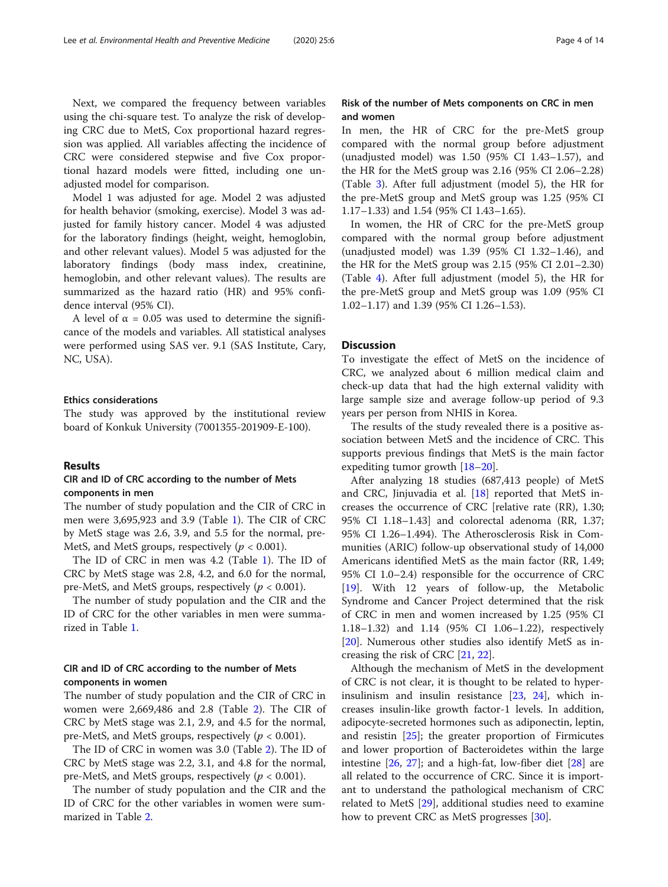Next, we compared the frequency between variables using the chi-square test. To analyze the risk of developing CRC due to MetS, Cox proportional hazard regression was applied. All variables affecting the incidence of CRC were considered stepwise and five Cox proportional hazard models were fitted, including one unadjusted model for comparison.

Model 1 was adjusted for age. Model 2 was adjusted for health behavior (smoking, exercise). Model 3 was adjusted for family history cancer. Model 4 was adjusted for the laboratory findings (height, weight, hemoglobin, and other relevant values). Model 5 was adjusted for the laboratory findings (body mass index, creatinine, hemoglobin, and other relevant values). The results are summarized as the hazard ratio (HR) and 95% confidence interval (95% CI).

A level of $\alpha = 0.05$ was used to determine the significance of the models and variables. All statistical analyses were performed using SAS ver. 9.1 (SAS Institute, Cary, NC, USA).

### Ethics considerations

The study was approved by the institutional review board of Konkuk University (7001355-201909-E-100).

## Results

### CIR and ID of CRC according to the number of Mets components in men

The number of study population and the CIR of CRC in men were 3,695,923 and 3.9 (Table 1). The CIR of CRC by MetS stage was 2.6, 3.9, and 5.5 for the normal, pre-MetS, and MetS groups, respectively ($p < 0.001$).

The ID of CRC in men was 4.2 (Table 1). The ID of CRC by MetS stage was 2.8, 4.2, and 6.0 for the normal, pre-MetS, and MetS groups, respectively ($p < 0.001$).

The number of study population and the CIR and the ID of CRC for the other variables in men were summarized in Table 1.

### CIR and ID of CRC according to the number of Mets components in women

The number of study population and the CIR of CRC in women were 2,669,486 and 2.8 (Table 2). The CIR of CRC by MetS stage was 2.1, 2.9, and 4.5 for the normal, pre-MetS, and MetS groups, respectively ($p < 0.001$).

The ID of CRC in women was 3.0 (Table 2). The ID of CRC by MetS stage was 2.2, 3.1, and 4.8 for the normal, pre-MetS, and MetS groups, respectively ($p < 0.001$).

The number of study population and the CIR and the ID of CRC for the other variables in women were summarized in Table 2.

### Risk of the number of Mets components on CRC in men and women

In men, the HR of CRC for the pre-MetS group compared with the normal group before adjustment (unadjusted model) was 1.50 (95% CI 1.43–1.57), and the HR for the MetS group was 2.16 (95% CI 2.06–2.28) (Table 3). After full adjustment (model 5), the HR for the pre-MetS group and MetS group was 1.25 (95% CI 1.17–1.33) and 1.54 (95% CI 1.43–1.65).

In women, the HR of CRC for the pre-MetS group compared with the normal group before adjustment (unadjusted model) was 1.39 (95% CI 1.32–1.46), and the HR for the MetS group was 2.15 (95% CI 2.01–2.30) (Table 4). After full adjustment (model 5), the HR for the pre-MetS group and MetS group was 1.09 (95% CI 1.02–1.17) and 1.39 (95% CI 1.26–1.53).

## Discussion

To investigate the effect of MetS on the incidence of CRC, we analyzed about 6 million medical claim and check-up data that had the high external validity with large sample size and average follow-up period of 9.3 years per person from NHIS in Korea.

The results of the study revealed there is a positive association between MetS and the incidence of CRC. This supports previous findings that MetS is the main factor expediting tumor growth [18–20].

After analyzing 18 studies (687,413 people) of MetS and CRC, Jinjuvadia et al. [18] reported that MetS increases the occurrence of CRC [relative rate (RR), 1.30; 95% CI 1.18–1.43] and colorectal adenoma (RR, 1.37; 95% CI 1.26–1.494). The Atherosclerosis Risk in Communities (ARIC) follow-up observational study of 14,000 Americans identified MetS as the main factor (RR, 1.49; 95% CI 1.0–2.4) responsible for the occurrence of CRC [19]. With 12 years of follow-up, the Metabolic Syndrome and Cancer Project determined that the risk of CRC in men and women increased by 1.25 (95% CI 1.18–1.32) and 1.14 (95% CI 1.06–1.22), respectively [20]. Numerous other studies also identify MetS as increasing the risk of CRC [21, 22].

Although the mechanism of MetS in the development of CRC is not clear, it is thought to be related to hyperinsulinism and insulin resistance [23, 24], which increases insulin-like growth factor-1 levels. In addition, adipocyte-secreted hormones such as adiponectin, leptin, and resistin [25]; the greater proportion of Firmicutes and lower proportion of Bacteroidetes within the large intestine [26, 27]; and a high-fat, low-fiber diet [28] are all related to the occurrence of CRC. Since it is important to understand the pathological mechanism of CRC related to MetS [29], additional studies need to examine how to prevent CRC as MetS progresses [30].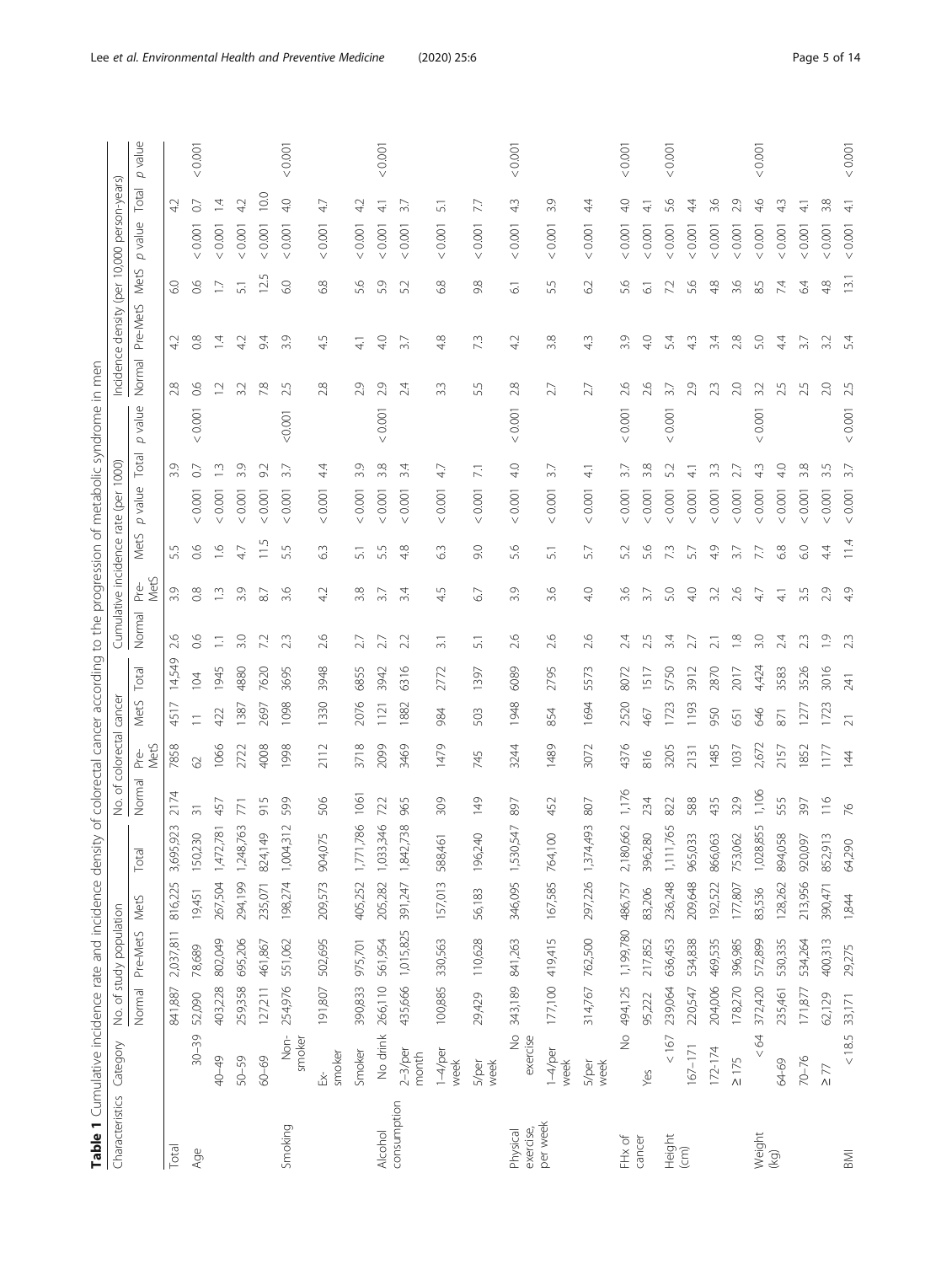**Table 1** Cumulative incidence rate and incidence density of colorectal cancer according to the progression of metabolic syndrome in men

| Characteristics | Category | No. of study population | | | | No. of colorectal cancer | | | | Cumulative incidence rate (per 1000) | | | | | | Incidence density (per 10,000 person-years) | | | | | |
|---|---|---|---|---|---|---|---|---|---|---|---|---|---|---|---|---|---|---|---|---|---|
| | | Normal | Pre-MetS | MetS | Total | Normal | Pre-MetS | MetS | Total | Normal | Pre-MetS | MetS | p value | Total | p value | Normal | Pre-MetS | MetS | p value | Total | p value |
| Total | | 841,887 | 2,037,811 | 816,225 | 3,695,923 | 2174 | 7858 | 4517 | 14,549 | 2.6 | 3.9 | 5.5 | | 3.9 | | 2.8 | 4.2 | 6.0 | | 4.2 | |
| Age | 30–39 | 52,090 | 78,689 | 19,451 | 150,230 | 31 | 62 | 11 | 104 | 0.6 | 0.8 | 0.6 | < 0.001 | 0.7 | < 0.001 | 0.6 | 0.8 | 0.6 | < 0.001 | 0.7 | < 0.001 |
| | 40–49 | 403,228 | 802,049 | 267,504 | 1,472,781 | 457 | 1066 | 422 | 1945 | 1.1 | 1.3 | 1.6 | < 0.001 | 1.3 | | 1.2 | 1.4 | 1.7 | < 0.001 | 1.4 | |
| | 50–59 | 259,358 | 695,206 | 294,199 | 1,248,763 | 771 | 2722 | 1387 | 4880 | 3.0 | 3.9 | 4.7 | < 0.001 | 3.9 | | 3.2 | 4.2 | 5.1 | < 0.001 | 4.2 | |
| | 60–69 | 127,211 | 461,867 | 235,071 | 824,149 | 915 | 4008 | 2697 | 7620 | 7.2 | 8.7 | 11.5 | < 0.001 | 9.2 | | 7.8 | 9.4 | 12.5 | < 0.001 | 10.0 | |
| Smoking | Non-smoker | 254,976 | 551,062 | 198,274 | 1,004,312 | 599 | 1998 | 1098 | 3695 | 2.3 | 3.6 | 5.5 | < 0.001 | 3.7 | <0.001 | 2.5 | 3.9 | 6.0 | < 0.001 | 4.0 | < 0.001 |
| | Ex-smoker | 191,807 | 502,695 | 209,573 | 904,075 | 506 | 2112 | 1330 | 3948 | 2.6 | 4.2 | 6.3 | < 0.001 | 4.4 | | 2.8 | 4.5 | 6.8 | < 0.001 | 4.7 | |
| | Smoker | 390,833 | 975,701 | 405,252 | 1,771,786 | 1061 | 3718 | 2076 | 6855 | 2.7 | 3.8 | 5.1 | < 0.001 | 3.9 | | 2.9 | 4.1 | 5.6 | < 0.001 | 4.2 | |
| Alcohol consumption | No drink | 266,110 | 561,954 | 205,282 | 1,033,346 | 722 | 2099 | 1121 | 3942 | 2.7 | 3.7 | 5.5 | < 0.001 | 3.8 | < 0.001 | 2.9 | 4.0 | 5.9 | < 0.001 | 4.1 | < 0.001 |
| | 2–3/per month | 435,666 | 1,015,825 | 391,247 | 1,842,738 | 965 | 3469 | 1882 | 6316 | 2.2 | 3.4 | 4.8 | < 0.001 | 3.4 | | 2.4 | 3.7 | 5.2 | < 0.001 | 3.7 | |
| | 1–4/per week | 100,885 | 330,563 | 157,013 | 588,461 | 309 | 1479 | 984 | 2772 | 3.1 | 4.5 | 6.3 | < 0.001 | 4.7 | | 3.3 | 4.8 | 6.8 | < 0.001 | 5.1 | |
| | 5/per week | 29,429 | 110,628 | 56,183 | 196,240 | 149 | 745 | 503 | 1397 | 5.1 | 6.7 | 9.0 | < 0.001 | 7.1 | | 5.5 | 7.3 | 9.8 | < 0.001 | 7.7 | |
| Physical exercise, per week | No exercise | 343,189 | 841,263 | 346,095 | 1,530,547 | 897 | 3244 | 1948 | 6089 | 2.6 | 3.9 | 5.6 | < 0.001 | 4.0 | < 0.001 | 2.8 | 4.2 | 6.1 | < 0.001 | 4.3 | < 0.001 |
| | 1–4/per week | 177,100 | 419,415 | 167,585 | 764,100 | 452 | 1489 | 854 | 2795 | 2.6 | 3.6 | 5.1 | < 0.001 | 3.7 | | 2.7 | 3.8 | 5.5 | < 0.001 | 3.9 | |
| | 5/per week | 314,767 | 762,500 | 297,226 | 1,374,493 | 807 | 3072 | 1694 | 5573 | 2.6 | 4.0 | 5.7 | < 0.001 | 4.1 | | 2.7 | 4.3 | 6.2 | < 0.001 | 4.4 | |
| FHx of cancer | No | 494,125 | 1,199,780 | 486,757 | 2,180,662 | 1,176 | 4376 | 2520 | 8072 | 2.4 | 3.6 | 5.2 | < 0.001 | 3.7 | < 0.001 | 2.6 | 3.9 | 5.6 | < 0.001 | 4.0 | < 0.001 |
| | Yes | 95,222 | 217,852 | 83,206 | 396,280 | 234 | 816 | 467 | 1517 | 2.5 | 3.7 | 5.6 | < 0.001 | 3.8 | | 2.6 | 4.0 | 6.1 | < 0.001 | 4.1 | |
| Height (cm) | < 167 | 239,064 | 636,453 | 236,248 | 1,111,765 | 822 | 3205 | 1723 | 5750 | 3.4 | 5.0 | 7.3 | < 0.001 | 5.2 | < 0.001 | 3.7 | 5.4 | 7.2 | < 0.001 | 5.6 | < 0.001 |
| | 167–171 | 220,547 | 534,838 | 209,648 | 965,033 | 588 | 2131 | 1193 | 3912 | 2.7 | 4.0 | 5.7 | < 0.001 | 4.1 | | 2.9 | 4.3 | 5.6 | < 0.001 | 4.4 | |
| | 172–174 | 204,006 | 469,535 | 192,522 | 866,063 | 435 | 1485 | 950 | 2870 | 2.1 | 3.2 | 4.9 | < 0.001 | 3.3 | | 2.3 | 3.4 | 4.8 | < 0.001 | 3.6 | |
| | ≥ 175 | 178,270 | 396,985 | 177,807 | 753,062 | 329 | 1037 | 651 | 2017 | 1.8 | 2.6 | 3.7 | < 0.001 | 2.7 | | 2.0 | 2.8 | 3.6 | < 0.001 | 2.9 | |
| Weight (kg) | < 64 | 372,420 | 572,899 | 83,536 | 1,028,855 | 1,106 | 2,672 | 646 | 4,424 | 3.0 | 4.7 | 7.7 | < 0.001 | 4.3 | < 0.001 | 3.2 | 5.0 | 8.5 | < 0.001 | 4.6 | < 0.001 |
| | 64-69 | 235,461 | 530,335 | 128,262 | 894,058 | 555 | 2157 | 871 | 3583 | 2.4 | 4.1 | 6.8 | < 0.001 | 4.0 | | 2.5 | 4.4 | 7.4 | < 0.001 | 4.3 | |
| | 70–76 | 171,877 | 534,264 | 213,956 | 920,097 | 397 | 1852 | 1277 | 3526 | 2.3 | 3.5 | 6.0 | < 0.001 | 3.8 | | 2.5 | 3.7 | 6.4 | < 0.001 | 4.1 | |
| | ≥ 77 | 62,129 | 400,313 | 390,471 | 852,913 | 116 | 1177 | 1723 | 3016 | 1.9 | 2.9 | 4.4 | < 0.001 | 3.5 | | 2.0 | 3.2 | 4.8 | < 0.001 | 3.8 | |
| BMI | < 18.5 | 33,171 | 29,275 | 1,844 | 64,290 | 76 | 144 | 21 | 241 | 2.3 | 4.9 | 11.4 | < 0.001 | 3.7 | < 0.001 | 2.5 | 5.4 | 13.1 | < 0.001 | 4.1 | < 0.001 |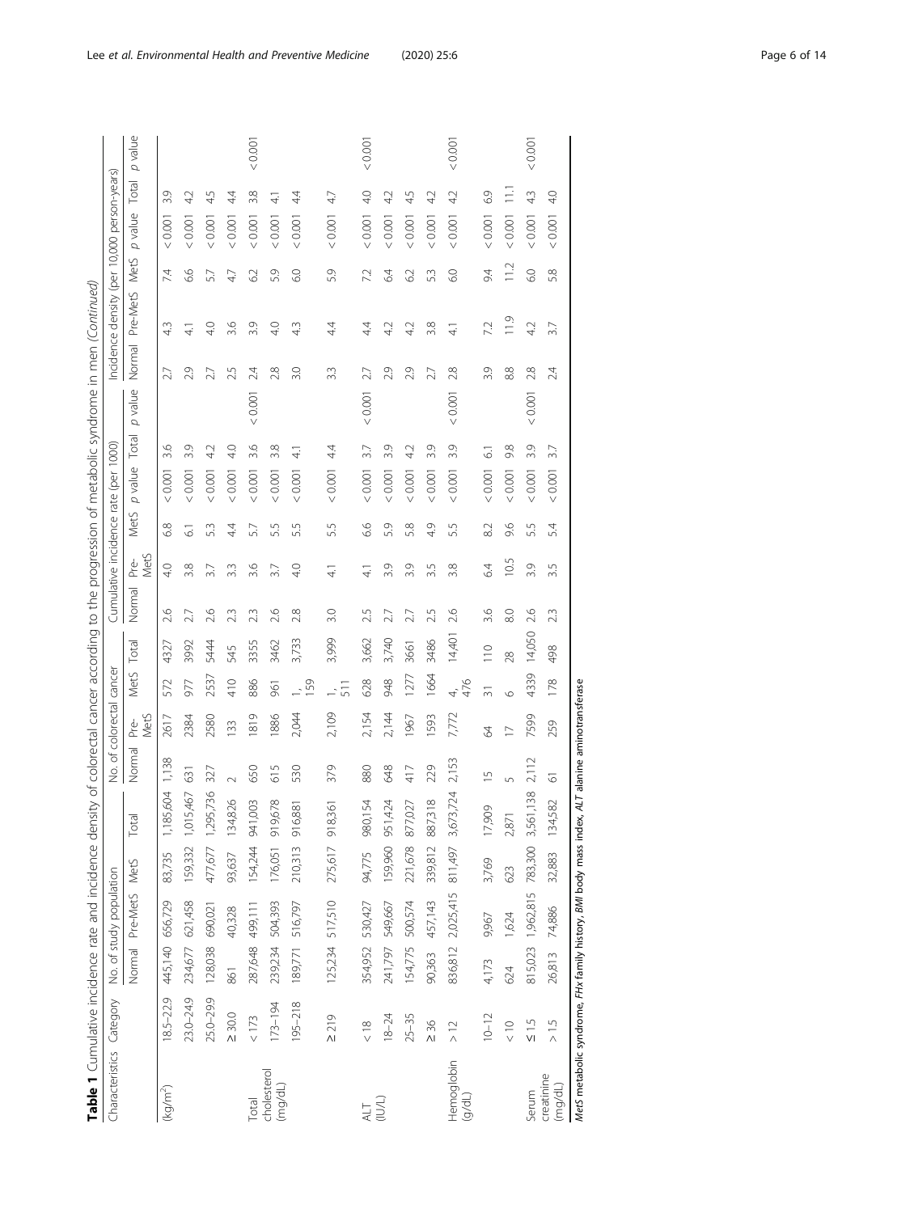**Table 1** Cumulative incidence rate and incidence density of colorectal cancer according to the progression of metabolic syndrome in men *(Continued)*

| Characteristics | Category | No. of study population | | | | No. of colorectal cancer | | | | Cumulative incidence rate (per 1000) | | | | | | Incidence density (per 10,000 person-years) | | | | | |
|---|---|---|---|---|---|---|---|---|---|---|---|---|---|---|---|---|---|---|---|---|---|
| | | Normal | Pre-MetS | MetS | Total | Normal | Pre-MetS | MetS | Total | Normal | Pre-MetS | MetS | *p* value | Total | *p* value | Normal | Pre-MetS | MetS | *p* value | Total | *p* value |
| (kg/m²) | 18.5–22.9 | 445,140 | 656,729 | 83,735 | 1,185,604 | 1,138 | 2617 | 572 | 4327 | 2.6 | 4.0 | 6.8 | < 0.001 | 3.6 | | 2.7 | 4.3 | 7.4 | < 0.001 | 3.9 | |
| | 23.0–24.9 | 234,677 | 621,458 | 159,332 | 1,015,467 | 631 | 2384 | 977 | 3992 | 2.7 | 3.8 | 6.1 | < 0.001 | 3.9 | | 2.9 | 4.1 | 6.6 | < 0.001 | 4.2 | |
| | 25.0–29.9 | 128,038 | 690,021 | 477,677 | 1,295,736 | 327 | 2580 | 2537 | 5444 | 2.6 | 3.7 | 5.3 | < 0.001 | 4.2 | | 2.7 | 4.0 | 5.7 | < 0.001 | 4.5 | |
| | ≥ 30.0 | 861 | 40,328 | 93,637 | 134,826 | 2 | 133 | 410 | 545 | 2.3 | 3.3 | 4.4 | < 0.001 | 4.0 | | 2.5 | 3.6 | 4.7 | < 0.001 | 4.4 | |
| Total cholesterol (mg/dL) | < 173 | 287,648 | 499,111 | 154,244 | 941,003 | 650 | 1819 | 886 | 3355 | 2.3 | 3.6 | 5.7 | < 0.001 | 3.6 | < 0.001 | 2.4 | 3.9 | 6.2 | < 0.001 | 3.8 | < 0.001 |
| | 173–194 | 239,234 | 504,393 | 176,051 | 919,678 | 615 | 1886 | 961 | 3462 | 2.6 | 3.7 | 5.5 | < 0.001 | 3.8 | | 2.8 | 4.0 | 5.9 | < 0.001 | 4.1 | |
| | 195–218 | 189,771 | 516,797 | 210,313 | 916,881 | 530 | 2,044 | 1,159 | 3,733 | 2.8 | 4.0 | 5.5 | < 0.001 | 4.1 | | 3.0 | 4.3 | 6.0 | < 0.001 | 4.4 | |
| | ≥ 219 | 125,234 | 517,510 | 275,617 | 918,361 | 379 | 2,109 | 1,511 | 3,999 | 3.0 | 4.1 | 5.5 | < 0.001 | 4.4 | | 3.3 | 4.4 | 5.9 | < 0.001 | 4.7 | |
| ALT (IU/L) | < 18 | 354,952 | 530,427 | 94,775 | 980,154 | 880 | 2,154 | 628 | 3,662 | 2.5 | 4.1 | 6.6 | < 0.001 | 3.7 | < 0.001 | 2.7 | 4.4 | 7.2 | < 0.001 | 4.0 | < 0.001 |
| | 18–24 | 241,797 | 549,667 | 159,960 | 951,424 | 648 | 2,144 | 948 | 3,740 | 2.7 | 3.9 | 5.9 | < 0.001 | 3.9 | | 2.9 | 4.2 | 6.4 | < 0.001 | 4.2 | |
| | 25–35 | 154,775 | 500,574 | 221,678 | 877,027 | 417 | 1967 | 1277 | 3661 | 2.7 | 3.9 | 5.8 | < 0.001 | 4.2 | | 2.9 | 4.2 | 6.2 | < 0.001 | 4.5 | |
| | ≥ 36 | 90,363 | 457,143 | 339,812 | 887,318 | 229 | 1593 | 1664 | 3486 | 2.5 | 3.5 | 4.9 | < 0.001 | 3.9 | | 2.7 | 3.8 | 5.3 | < 0.001 | 4.2 | |
| Hemoglobin (g/dL) | > 12 | 836,812 | 2,025,415 | 811,497 | 3,673,724 | 2,153 | 7,772 | 4,476 | 14,401 | 2.6 | 3.8 | 5.5 | < 0.001 | 3.9 | < 0.001 | 2.8 | 4.1 | 6.0 | < 0.001 | 4.2 | < 0.001 |
| | 10–12 | 4,173 | 9,967 | 3,769 | 17,909 | 15 | 64 | 31 | 110 | 3.6 | 6.4 | 8.2 | < 0.001 | 6.1 | | 3.9 | 7.2 | 9.4 | < 0.001 | 6.9 | |
| | < 10 | 624 | 1,624 | 623 | 2,871 | 5 | 17 | 6 | 28 | 8.0 | 10.5 | 9.6 | < 0.001 | 9.8 | | 8.8 | 11.9 | 11.2 | < 0.001 | 11.1 | |
| Serum creatinine (mg/dL) | ≤ 1.5 | 815,023 | 1,962,815 | 783,300 | 3,561,138 | 2,112 | 7599 | 4339 | 14,050 | 2.6 | 3.9 | 5.5 | < 0.001 | 3.9 | < 0.001 | 2.8 | 4.2 | 6.0 | < 0.001 | 4.3 | < 0.001 |
| | > 1.5 | 26,813 | 74,886 | 32,883 | 134,582 | 61 | 259 | 178 | 498 | 2.3 | 3.5 | 5.4 | < 0.001 | 3.7 | | 2.4 | 3.7 | 5.8 | < 0.001 | 4.0 | |

*MetS* metabolic syndrome, *FHx* family history, *BMI* body mass index, *ALT* alanine aminotransferase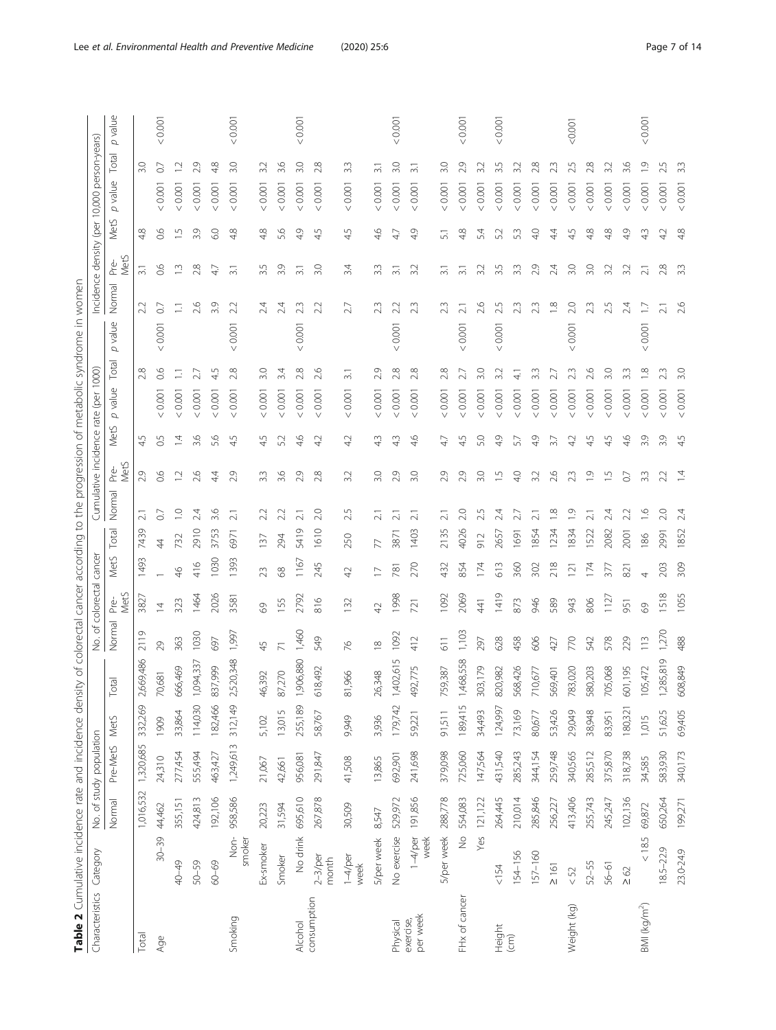**Table 2** Cumulative incidence rate and incidence density of colorectal cancer according to the progression of metabolic syndrome in women

| Characteristics | Category | No. of study population | | | | No. of colorectal cancer | | | | Cumulative incidence rate (per 1000) | | | | | | Incidence density (per 10,000 person-years) | | | | | |
|---|---|---|---|---|---|---|---|---|---|---|---|---|---|---|---|---|---|---|---|---|---|
| | | Normal | Pre-MetS | MetS | Total | Normal | Pre-MetS | MetS | Total | Normal | Pre-MetS | MetS | *p* value | Total | *p* value | Normal | Pre-MetS | MetS | *p* value | Total | *p* value |
| Total | | 1,016,532 | 1,320,685 | 332,269 | 2,669,486 | 2119 | 3827 | 1493 | 7439 | 2.1 | 2.9 | 4.5 | | 2.8 | | 2.2 | 3.1 | 4.8 | | 3.0 | |
| Age | 30–39 | 44,462 | 24,310 | 1909 | 70,681 | 29 | 14 | 1 | 44 | 0.7 | 0.6 | 0.5 | < 0.001 | 0.6 | < 0.001 | 0.7 | 0.6 | 0.6 | < 0.001 | 0.7 | < 0.001 |
| | 40–49 | 355,151 | 277,454 | 33,864 | 666,469 | 363 | 323 | 46 | 732 | 1.0 | 1.2 | 1.4 | < 0.001 | 1.1 | | 1.1 | 1.3 | 1.5 | < 0.001 | 1.2 | |
| | 50–59 | 424,813 | 555,494 | 114,030 | 1,094,337 | 1030 | 1464 | 416 | 2910 | 2.4 | 2.6 | 3.6 | < 0.001 | 2.7 | | 2.6 | 2.8 | 3.9 | < 0.001 | 2.9 | |
| | 60–69 | 192,106 | 463,427 | 182,466 | 837,999 | 697 | 2026 | 1030 | 3753 | 3.6 | 4.4 | 5.6 | < 0.001 | 4.5 | | 3.9 | 4.7 | 6.0 | < 0.001 | 4.8 | |
| Smoking | Non-smoker | 958,586 | 1,249,613 | 312,149 | 2,520,348 | 1,997 | 3581 | 1393 | 6971 | 2.1 | 2.9 | 4.5 | < 0.001 | 2.8 | < 0.001 | 2.2 | 3.1 | 4.8 | < 0.001 | 3.0 | < 0.001 |
| | Ex-smoker | 20,223 | 21,067 | 5,102 | 46,392 | 45 | 69 | 23 | 137 | 2.2 | 3.3 | 4.5 | < 0.001 | 3.0 | | 2.4 | 3.5 | 4.8 | < 0.001 | 3.2 | |
| | Smoker | 31,594 | 42,661 | 13,015 | 87,270 | 71 | 155 | 68 | 294 | 2.2 | 3.6 | 5.2 | < 0.001 | 3.4 | | 2.4 | 3.9 | 5.6 | < 0.001 | 3.6 | |
| Alcohol consumption | No drink | 695,610 | 956,081 | 255,189 | 1,906,880 | 1,460 | 2792 | 1167 | 5419 | 2.1 | 2.9 | 4.6 | < 0.001 | 2.8 | < 0.001 | 2.3 | 3.1 | 4.9 | < 0.001 | 3.0 | < 0.001 |
| | 2–3/per month | 267,878 | 291,847 | 58,767 | 618,492 | 549 | 816 | 245 | 1610 | 2.0 | 2.8 | 4.2 | < 0.001 | 2.6 | | 2.2 | 3.0 | 4.5 | < 0.001 | 2.8 | |
| | 1–4/per week | 30,509 | 41,508 | 9,949 | 81,966 | 76 | 132 | 42 | 250 | 2.5 | 3.2 | 4.2 | < 0.001 | 3.1 | | 2.7 | 3.4 | 4.5 | < 0.001 | 3.3 | |
| | 5/per week | 8,547 | 13,865 | 3,936 | 26,348 | 18 | 42 | 17 | 77 | 2.1 | 3.0 | 4.3 | < 0.001 | 2.9 | | 2.3 | 3.3 | 4.6 | < 0.001 | 3.1 | |
| Physical exercise, per week | No exercise | 529,972 | 692,901 | 179,742 | 1,402,615 | 1092 | 1998 | 781 | 3871 | 2.1 | 2.9 | 4.3 | < 0.001 | 2.8 | < 0.001 | 2.2 | 3.1 | 4.7 | < 0.001 | 3.0 | < 0.001 |
| | 1–4/per week | 191,856 | 241,698 | 59,221 | 492,775 | 412 | 721 | 270 | 1403 | 2.1 | 3.0 | 4.6 | < 0.001 | 2.8 | | 2.3 | 3.2 | 4.9 | < 0.001 | 3.1 | |
| | 5/per week | 288,778 | 379,098 | 91,511 | 759,387 | 611 | 1092 | 432 | 2135 | 2.1 | 2.9 | 4.7 | < 0.001 | 2.8 | | 2.3 | 3.1 | 5.1 | < 0.001 | 3.0 | |
| FHx of cancer | No | 554,083 | 725,060 | 189,415 | 1,468,558 | 1,103 | 2069 | 854 | 4026 | 2.0 | 2.9 | 4.5 | < 0.001 | 2.7 | < 0.001 | 2.1 | 3.1 | 4.8 | < 0.001 | 2.9 | < 0.001 |
| | Yes | 121,122 | 147,564 | 34,493 | 303,179 | 297 | 441 | 174 | 912 | 2.5 | 3.0 | 5.0 | < 0.001 | 3.0 | | 2.6 | 3.2 | 5.4 | < 0.001 | 3.2 | |
| Height (cm) | <154 | 264,445 | 431,540 | 124,997 | 820,982 | 628 | 1419 | 613 | 2657 | 2.4 | 1.5 | 4.9 | < 0.001 | 3.2 | < 0.001 | 2.5 | 3.5 | 5.2 | < 0.001 | 3.5 | < 0.001 |
| | 154–156 | 210,014 | 285,243 | 73,169 | 568,426 | 458 | 873 | 360 | 1691 | 2.7 | 4.0 | 5.7 | < 0.001 | 4.1 | | 2.3 | 3.3 | 5.3 | < 0.001 | 3.2 | |
| | 157–160 | 285,846 | 344,154 | 80,677 | 710,677 | 606 | 946 | 302 | 1854 | 2.1 | 3.2 | 4.9 | < 0.001 | 3.3 | | 2.3 | 2.9 | 4.0 | < 0.001 | 2.8 | |
| | ≥ 161 | 256,227 | 259,748 | 53,426 | 569,401 | 427 | 589 | 218 | 1234 | 1.8 | 2.6 | 3.7 | < 0.001 | 2.7 | | 1.8 | 2.4 | 4.4 | < 0.001 | 2.3 | |
| Weight (kg) | < 52 | 413,406 | 340,565 | 29,049 | 783,020 | 770 | 943 | 121 | 1834 | 1.9 | 2.3 | 4.2 | < 0.001 | 2.3 | < 0.001 | 2.0 | 3.0 | 4.5 | < 0.001 | 2.5 | <0.001 |
| | 52–55 | 255,743 | 285,512 | 38,948 | 580,203 | 542 | 806 | 174 | 1522 | 2.1 | 1.9 | 4.5 | < 0.001 | 2.6 | | 2.3 | 3.0 | 4.8 | < 0.001 | 2.8 | |
| | 56–61 | 245,247 | 375,870 | 83,951 | 705,068 | 578 | 1127 | 377 | 2082 | 2.4 | 1.5 | 4.5 | < 0.001 | 3.0 | | 2.5 | 3.2 | 4.8 | < 0.001 | 3.2 | |
| | ≥ 62 | 102,136 | 318,738 | 180,321 | 601,195 | 229 | 951 | 821 | 2001 | 2.2 | 0.7 | 4.6 | < 0.001 | 3.3 | | 2.4 | 3.2 | 4.9 | < 0.001 | 3.6 | |
| BMI (kg/m$^2$) | < 18.5 | 69,872 | 34,585 | 1,015 | 105,472 | 113 | 69 | 4 | 186 | 1.6 | 3.3 | 3.9 | < 0.001 | 1.8 | < 0.001 | 1.7 | 2.1 | 4.3 | < 0.001 | 1.9 | < 0.001 |
| | 18.5–22.9 | 650,264 | 583,930 | 51,625 | 1,285,819 | 1,270 | 1518 | 203 | 2991 | 2.0 | 2.2 | 3.9 | < 0.001 | 2.3 | | 2.1 | 2.8 | 4.2 | < 0.001 | 2.5 | |
| | 23.0-24.9 | 199,271 | 340,173 | 69,405 | 608,849 | 488 | 1055 | 309 | 1852 | 2.4 | 1.4 | 4.5 | < 0.001 | 3.0 | | 2.6 | 3.3 | 4.8 | < 0.001 | 3.3 | |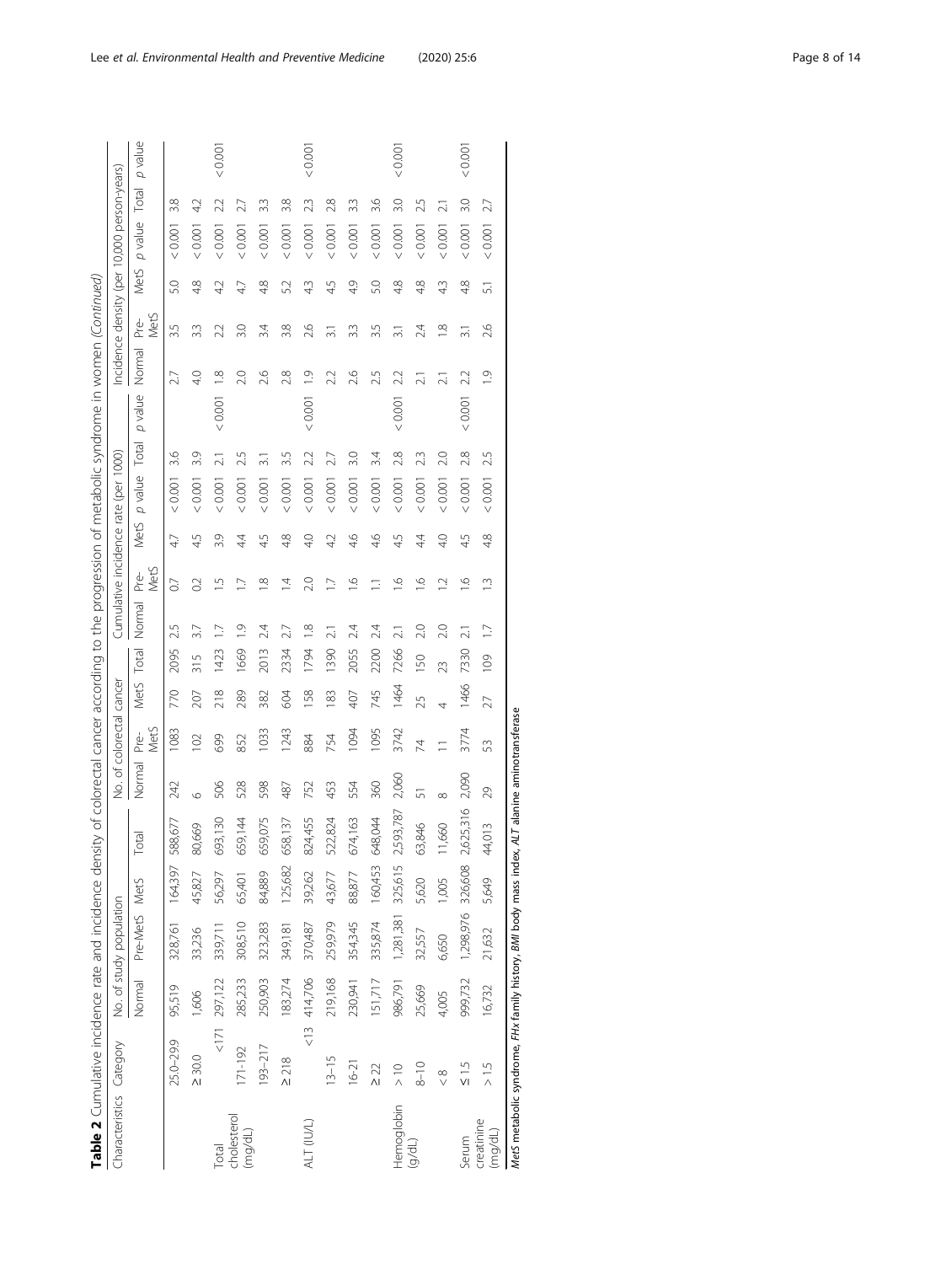**Table 2** Cumulative incidence rate and incidence density of colorectal cancer according to the progression of metabolic syndrome in women *(Continued)*

| Characteristics | Category | No. of study population | | | | No. of colorectal cancer | | | | Cumulative incidence rate (per 1000) | | | | | | Incidence density (per 10,000 person-years) | | | | | |
|---|---|---|---|---|---|---|---|---|---|---|---|---|---|---|---|---|---|---|---|---|---|
| | | Normal | Pre-MetS | MetS | Total | Normal | Pre-MetS | MetS | Total | Normal | Pre-MetS | MetS | *p* value | Total | *p* value | Normal | Pre-MetS | MetS | *p* value | Total | *p* value |
| | 25.0–29.9 | 95,519 | 328,761 | 164,397 | 588,677 | 242 | 1083 | 770 | 2095 | 2.5 | 0.7 | 4.7 | < 0.001 | 3.6 | | 2.7 | 3.5 | 5.0 | < 0.001 | 3.8 | |
| | ≥ 30.0 | 1,606 | 33,236 | 45,827 | 80,669 | 6 | 102 | 207 | 315 | 3.7 | 0.2 | 4.5 | < 0.001 | 3.9 | | 4.0 | 3.3 | 4.8 | < 0.001 | 4.2 | |
| Total cholesterol (mg/dL) | < 171 | 297,122 | 339,711 | 56,297 | 693,130 | 506 | 699 | 218 | 1423 | 1.7 | 1.5 | 3.9 | < 0.001 | 2.1 | < 0.001 | 1.8 | 2.2 | 4.2 | < 0.001 | 2.2 | < 0.001 |
| | 171–192 | 285,233 | 308,510 | 65,401 | 659,144 | 528 | 852 | 289 | 1669 | 1.9 | 1.7 | 4.4 | < 0.001 | 2.5 | | 2.0 | 3.0 | 4.7 | < 0.001 | 2.7 | |
| | 193–217 | 250,903 | 323,283 | 84,889 | 659,075 | 598 | 1033 | 382 | 2013 | 2.4 | 1.8 | 4.5 | < 0.001 | 3.1 | | 2.6 | 3.4 | 4.8 | < 0.001 | 3.3 | |
| | ≥ 218 | 183,274 | 349,181 | 125,682 | 658,137 | 487 | 1243 | 604 | 2334 | 2.7 | 1.4 | 4.8 | < 0.001 | 3.5 | | 2.8 | 3.8 | 5.2 | < 0.001 | 3.8 | |
| ALT (IU/L) | < 13 | 414,706 | 370,487 | 39,262 | 824,455 | 752 | 884 | 158 | 1794 | 1.8 | 2.0 | 4.0 | < 0.001 | 2.2 | < 0.001 | 1.9 | 2.6 | 4.3 | < 0.001 | 2.3 | < 0.001 |
| | 13–15 | 219,168 | 259,979 | 43,677 | 522,824 | 453 | 754 | 183 | 1390 | 2.1 | 1.7 | 4.2 | < 0.001 | 2.7 | | 2.2 | 3.1 | 4.5 | < 0.001 | 2.8 | |
| | 16–21 | 230,941 | 354,345 | 88,877 | 674,163 | 554 | 1094 | 407 | 2055 | 2.4 | 1.6 | 4.6 | < 0.001 | 3.0 | | 2.6 | 3.3 | 4.9 | < 0.001 | 3.3 | |
| | ≥ 22 | 151,717 | 335,874 | 160,453 | 648,044 | 360 | 1095 | 745 | 2200 | 2.4 | 1.1 | 4.6 | < 0.001 | 3.4 | | 2.5 | 3.5 | 5.0 | < 0.001 | 3.6 | |
| Hemoglobin (g/dL) | > 10 | 986,791 | 1,281,381 | 325,615 | 2,593,787 | 2,060 | 3742 | 1464 | 7266 | 2.1 | 1.6 | 4.5 | < 0.001 | 2.8 | < 0.001 | 2.2 | 3.1 | 4.8 | < 0.001 | 3.0 | < 0.001 |
| | 8–10 | 25,669 | 32,557 | 5,620 | 63,846 | 51 | 74 | 25 | 150 | 2.0 | 1.6 | 4.4 | < 0.001 | 2.3 | | 2.1 | 2.4 | 4.8 | < 0.001 | 2.5 | |
| | < 8 | 4,005 | 6,650 | 1,005 | 11,660 | 8 | 11 | 4 | 23 | 2.0 | 1.2 | 4.0 | < 0.001 | 2.0 | | 2.1 | 1.8 | 4.3 | < 0.001 | 2.1 | |
| Serum creatinine (mg/dL) | ≤ 1.5 | 999,732 | 1,298,976 | 326,608 | 2,625,316 | 2,090 | 3774 | 1466 | 7330 | 2.1 | 1.6 | 4.5 | < 0.001 | 2.8 | < 0.001 | 2.2 | 3.1 | 4.8 | < 0.001 | 3.0 | < 0.001 |
| | > 1.5 | 16,732 | 21,632 | 5,649 | 44,013 | 29 | 53 | 27 | 109 | 1.7 | 1.3 | 4.8 | < 0.001 | 2.5 | | 1.9 | 2.6 | 5.1 | < 0.001 | 2.7 | |

*MetS* metabolic syndrome, *FHx* family history, *BMI* body mass index, *ALT* alanine aminotransferase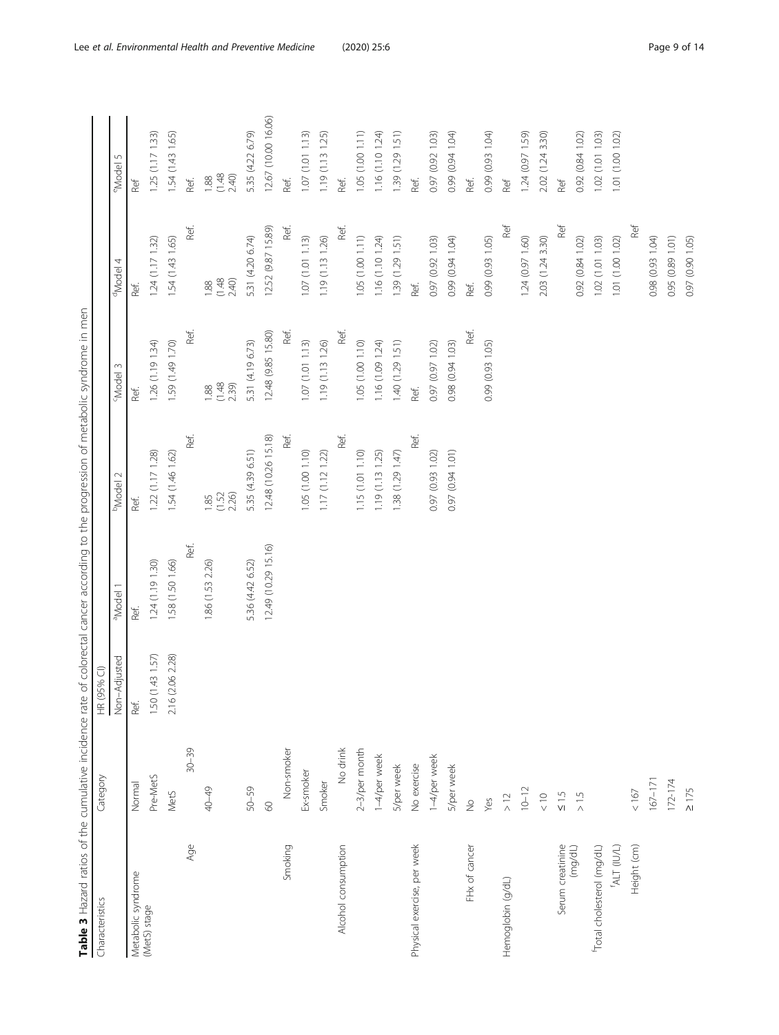**Table 3** Hazard ratios of the cumulative incidence rate of colorectal cancer according to the progression of metabolic syndrome in men

| Characteristics | Category | HR (95% CI) | | | | | |
|---|---|---|---|---|---|---|---|
| | | Non-Adjusted | [a]Model 1 | [b]Model 2 | [c]Model 3 | [d]Model 4 | [e]Model 5 |
| Metabolic syndrome (MetS) stage | Normal | Ref. | Ref. | Ref. | Ref. | Ref. | Ref |
| | Pre-MetS | 1.50 (1.43 1.57) | 1.24 (1.19 1.30) | 1.22 (1.17 1.28) | 1.26 (1.19 1.34) | 1.24 (1.17 1.32) | 1.25 (1.17 1.33) |
| | MetS | 2.16 (2.06 2.28) | 1.58 (1.50 1.66) | 1.54 (1.46 1.62) | 1.59 (1.49 1.70) | 1.54 (1.43 1.65) | 1.54 (1.43 1.65) |
| Age | 30–39 | | Ref. | Ref. | Ref. | Ref. | Ref. |
| | 40–49 | | 1.86 (1.53 2.26) | 1.85 (1.52 2.26) | 1.88 (1.48 2.39) | 1.88 (1.48 2.40) | 1.88 (1.48 2.40) |
| | 50–59 | | 5.36 (4.42 6.52) | 5.35 (4.39 6.51) | 5.31 (4.19 6.73) | 5.31 (4.20 6.74) | 5.35 (4.22 6.79) |
| | 60 | | 12.49 (10.29 15.16) | 12.48 (10.26 15.18) | 12.48 (9.85 15.80) | 12.52 (9.87 15.89) | 12.67 (10.00 16.06) |
| Smoking | Non-smoker | | | Ref. | Ref. | Ref. | Ref. |
| | Ex-smoker | | | 1.05 (1.00 1.10) | 1.07 (1.01 1.13) | 1.07 (1.01 1.13) | 1.07 (1.01 1.13) |
| | Smoker | | | 1.17 (1.12 1.22) | 1.19 (1.13 1.26) | 1.19 (1.13 1.26) | 1.19 (1.13 1.25) |
| Alcohol consumption | No drink | | | Ref. | Ref. | Ref. | Ref. |
| | 2–3/per month | | | 1.15 (1.01 1.10) | 1.05 (1.00 1.10) | 1.05 (1.00 1.11) | 1.05 (1.00 1.11) |
| | 1–4/per week | | | 1.19 (1.13 1.25) | 1.16 (1.09 1.24) | 1.16 (1.10 1.24) | 1.16 (1.10 1.24) |
| | 5/per week | | | 1.38 (1.29 1.47) | 1.40 (1.29 1.51) | 1.39 (1.29 1.51) | 1.39 (1.29 1.51) |
| Physical exercise, per week | No exercise | | | Ref. | Ref. | Ref. | Ref. |
| | 1–4/per week | | | 0.97 (0.93 1.02) | 0.97 (0.97 1.02) | 0.97 (0.92 1.03) | 0.97 (0.92 1.03) |
| | 5/per week | | | 0.97 (0.94 1.01) | 0.98 (0.94 1.03) | 0.99 (0.94 1.04) | 0.99 (0.94 1.04) |
| FHx of cancer | No | | | | Ref. | Ref. | Ref. |
| | Yes | | | | 0.99 (0.93 1.05) | 0.99 (0.93 1.05) | 0.99 (0.93 1.04) |
| Hemoglobin (g/dL) | > 12 | | | | | Ref | Ref |
| | 10–12 | | | | | 1.24 (0.97 1.60) | 1.24 (0.97 1.59) |
| | < 10 | | | | | 2.03 (1.24 3.30) | 2.02 (1.24 3.30) |
| Serum creatinine (mg/dL) | ≤ 1.5 | | | | | Ref | Ref |
| | > 1.5 | | | | | 0.92 (0.84 1.02) | 0.92 (0.84 1.02) |
| [f]Total cholesterol (mg/dL) | | | | | | 1.02 (1.01 1.03) | 1.02 (1.01 1.03) |
| [f]ALT (IU/L) | | | | | | 1.01 (1.00 1.02) | 1.01 (1.00 1.02) |
| Height (cm) | < 167 | | | | | Ref | |
| | 167–171 | | | | | 0.98 (0.93 1.04) | |
| | 172-174 | | | | | 0.95 (0.89 1.01) | |
| | ≥ 175 | | | | | 0.97 (0.90 1.05) | |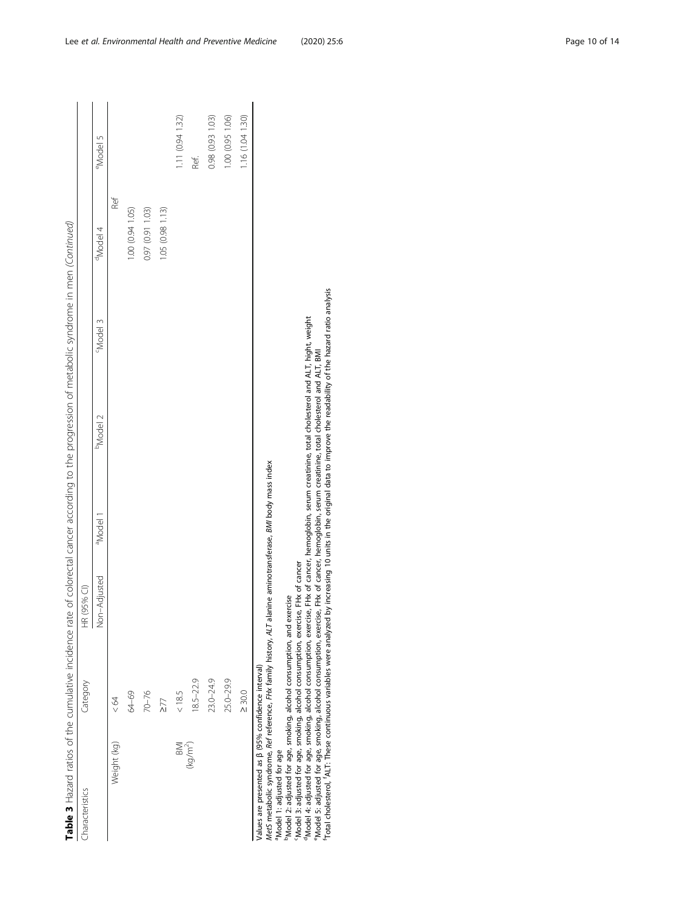**Table 3** Hazard ratios of the cumulative incidence rate of colorectal cancer according to the progression of metabolic syndrome in men *(Continued)*

| Characteristics | Category | HR (95% CI) | | | | | |
|---|---|---|---|---|---|---|---|
| | | Non-Adjusted | [a]Model 1 | [b]Model 2 | [c]Model 3 | [d]Model 4 | [e]Model 5 |
| Weight (kg) | < 64 | | | | | Ref | |
| | 64–69 | | | | | 1.00 (0.94 1.05) | |
| | 70–76 | | | | | 0.97 (0.91 1.03) | |
| | ≥77 | | | | | 1.05 (0.98 1.13) | |
| BMI (kg/m$^2$) | < 18.5 | | | | | | 1.11 (0.94 1.32) |
| | 18.5–22.9 | | | | | | Ref. |
| | 23.0–24.9 | | | | | | 0.98 (0.93 1.03) |
| | 25.0–29.9 | | | | | | 1.00 (0.95 1.06) |
| | ≥ 30.0 | | | | | | 1.16 (1.04 1.30) |

Values are presented as β (95% confidence interval)

*MetS* metabolic syndrome, *Ref* reference, *FHx* family history, *ALT* alanine aminotransferase, *BMI* body mass index

[a]Model 1: adjusted for age

[b]Model 2: adjusted for age, smoking, alcohol consumption, and exercise

[c]Model 3: adjusted for age, smoking, alcohol consumption, exercise, FHx of cancer

[d]Model 4: adjusted for age, smoking, alcohol consumption, exercise, FHx of cancer, hemoglobin, serum creatinine, total cholesterol and ALT, hight, weight

[e]Model 5: adjusted for age, smoking, alcohol consumption, exercise, FHx of cancer, hemoglobin, serum creatinine, total cholesterol and ALT, BMI

[f]Total cholesterol, [f]ALT: These continuous variables were analyzed by increasing 10 units in the original data to improve the readability of the hazard ratio analysis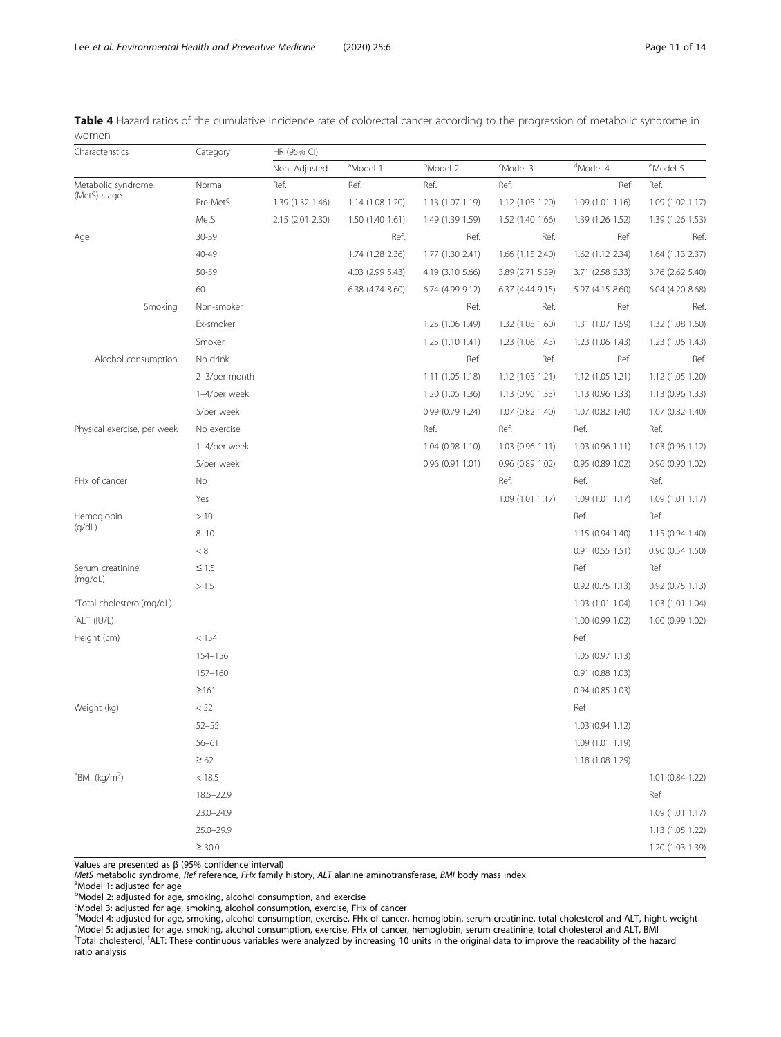**Table 4** Hazard ratios of the cumulative incidence rate of colorectal cancer according to the progression of metabolic syndrome in women

| Characteristics | Category | HR (95% CI) | | | | | |
|---|---|---|---|---|---|---|---|
| | | Non–Adjusted | [a]Model 1 | [b]Model 2 | [c]Model 3 | [d]Model 4 | [e]Model 5 |
| Metabolic syndrome (MetS) stage | Normal | Ref. | Ref. | Ref. | Ref. | Ref | Ref. |
| | Pre-MetS | 1.39 (1.32 1.46) | 1.14 (1.08 1.20) | 1.13 (1.07 1.19) | 1.12 (1.05 1.20) | 1.09 (1.01 1.16) | 1.09 (1.02 1.17) |
| | MetS | 2.15 (2.01 2.30) | 1.50 (1.40 1.61) | 1.49 (1.39 1.59) | 1.52 (1.40 1.66) | 1.39 (1.26 1.52) | 1.39 (1.26 1.53) |
| Age | 30-39 | | Ref. | Ref. | Ref. | Ref. | Ref. |
| | 40-49 | | 1.74 (1.28 2.36) | 1.77 (1.30 2.41) | 1.66 (1.15 2.40) | 1.62 (1.12 2.34) | 1.64 (1.13 2.37) |
| | 50-59 | | 4.03 (2.99 5.43) | 4.19 (3.10 5.66) | 3.89 (2.71 5.59) | 3.71 (2.58 5.33) | 3.76 (2.62 5.40) |
| | 60 | | 6.38 (4.74 8.60) | 6.74 (4.99 9.12) | 6.37 (4.44 9.15) | 5.97 (4.15 8.60) | 6.04 (4.20 8.68) |
| Smoking | Non-smoker | | | Ref. | Ref. | Ref. | Ref. |
| | Ex-smoker | | | 1.25 (1.06 1.49) | 1.32 (1.08 1.60) | 1.31 (1.07 1.59) | 1.32 (1.08 1.60) |
| | Smoker | | | 1.25 (1.10 1.41) | 1.23 (1.06 1.43) | 1.23 (1.06 1.43) | 1.23 (1.06 1.43) |
| Alcohol consumption | No drink | | | Ref. | Ref. | Ref. | Ref. |
| | 2–3/per month | | | 1.11 (1.05 1.18) | 1.12 (1.05 1.21) | 1.12 (1.05 1.21) | 1.12 (1.05 1.20) |
| | 1–4/per week | | | 1.20 (1.05 1.36) | 1.13 (0.96 1.33) | 1.13 (0.96 1.33) | 1.13 (0.96 1.33) |
| | 5/per week | | | 0.99 (0.79 1.24) | 1.07 (0.82 1.40) | 1.07 (0.82 1.40) | 1.07 (0.82 1.40) |
| Physical exercise, per week | No exercise | | | Ref. | Ref. | Ref. | Ref. |
| | 1–4/per week | | | 1.04 (0.98 1.10) | 1.03 (0.96 1.11) | 1.03 (0.96 1.11) | 1.03 (0.96 1.12) |
| | 5/per week | | | 0.96 (0.91 1.01) | 0.96 (0.89 1.02) | 0.95 (0.89 1.02) | 0.96 (0.90 1.02) |
| FHx of cancer | No | | | | Ref. | Ref. | Ref. |
| | Yes | | | | 1.09 (1.01 1.17) | 1.09 (1.01 1.17) | 1.09 (1.01 1.17) |
| Hemoglobin (g/dL) | > 10 | | | | | Ref | Ref |
| | 8–10 | | | | | 1.15 (0.94 1.40) | 1.15 (0.94 1.40) |
| | < 8 | | | | | 0.91 (0.55 1.51) | 0.90 (0.54 1.50) |
| Serum creatinine (mg/dL) | ≤ 1.5 | | | | | Ref | Ref |
| | > 1.5 | | | | | 0.92 (0.75 1.13) | 0.92 (0.75 1.13) |
| [e]Total cholesterol(mg/dL) | | | | | | 1.03 (1.01 1.04) | 1.03 (1.01 1.04) |
| [f]ALT (IU/L) | | | | | | 1.00 (0.99 1.02) | 1.00 (0.99 1.02) |
| Height (cm) | < 154 | | | | | Ref | |
| | 154–156 | | | | | 1.05 (0.97 1.13) | |
| | 157–160 | | | | | 0.91 (0.88 1.03) | |
| | ≥161 | | | | | 0.94 (0.85 1.03) | |
| Weight (kg) | < 52 | | | | | Ref | |
| | 52–55 | | | | | 1.03 (0.94 1.12) | |
| | 56–61 | | | | | 1.09 (1.01 1.19) | |
| | ≥ 62 | | | | | 1.18 (1.08 1.29) | |
| [e]BMI (kg/m$^2$) | < 18.5 | | | | | | 1.01 (0.84 1.22) |
| | 18.5–22.9 | | | | | | Ref |
| | 23.0–24.9 | | | | | | 1.09 (1.01 1.17) |
| | 25.0–29.9 | | | | | | 1.13 (1.05 1.22) |
| | ≥ 30.0 | | | | | | 1.20 (1.03 1.39) |

Values are presented as β (95% confidence interval)

*MetS* metabolic syndrome, *Ref* reference, *FHx* family history, *ALT* alanine aminotransferase, *BMI* body mass index

[a]Model 1: adjusted for age

[b]Model 2: adjusted for age, smoking, alcohol consumption, and exercise

[c]Model 3: adjusted for age, smoking, alcohol consumption, exercise, FHx of cancer

[d]Model 4: adjusted for age, smoking, alcohol consumption, exercise, FHx of cancer, hemoglobin, serum creatinine, total cholesterol and ALT, hight, weight

[e]Model 5: adjusted for age, smoking, alcohol consumption, exercise, FHx of cancer, hemoglobin, serum creatinine, total cholesterol and ALT, BMI

[f]Total cholesterol, [f]ALT: These continuous variables were analyzed by increasing 10 units in the original data to improve the readability of the hazard ratio analysis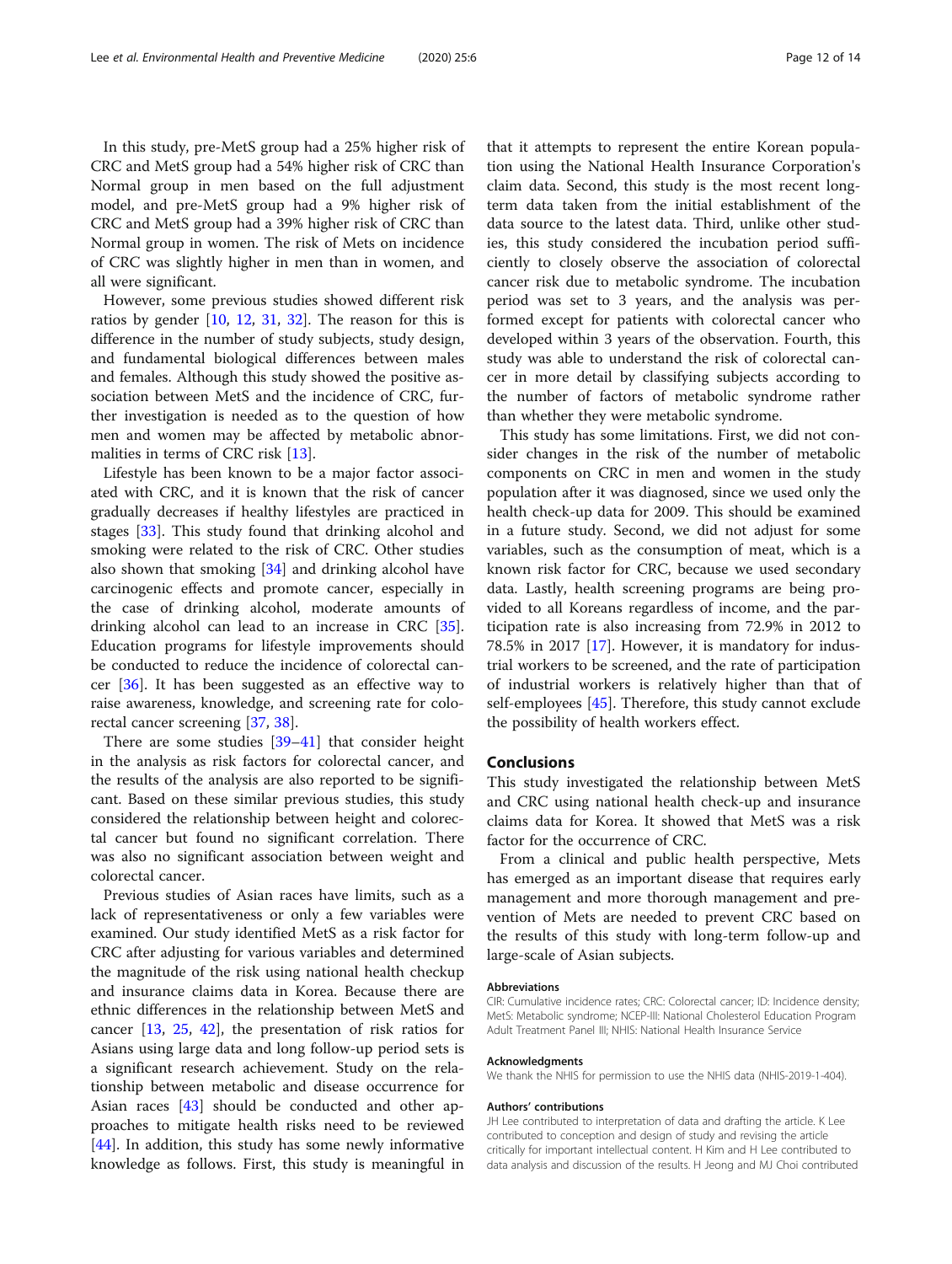In this study, pre-MetS group had a 25% higher risk of CRC and MetS group had a 54% higher risk of CRC than Normal group in men based on the full adjustment model, and pre-MetS group had a 9% higher risk of CRC and MetS group had a 39% higher risk of CRC than Normal group in women. The risk of Mets on incidence of CRC was slightly higher in men than in women, and all were significant.

However, some previous studies showed different risk ratios by gender [10, 12, 31, 32]. The reason for this is difference in the number of study subjects, study design, and fundamental biological differences between males and females. Although this study showed the positive association between MetS and the incidence of CRC, further investigation is needed as to the question of how men and women may be affected by metabolic abnormalities in terms of CRC risk [13].

Lifestyle has been known to be a major factor associated with CRC, and it is known that the risk of cancer gradually decreases if healthy lifestyles are practiced in stages [33]. This study found that drinking alcohol and smoking were related to the risk of CRC. Other studies also shown that smoking [34] and drinking alcohol have carcinogenic effects and promote cancer, especially in the case of drinking alcohol, moderate amounts of drinking alcohol can lead to an increase in CRC [35]. Education programs for lifestyle improvements should be conducted to reduce the incidence of colorectal cancer [36]. It has been suggested as an effective way to raise awareness, knowledge, and screening rate for colorectal cancer screening [37, 38].

There are some studies [39–41] that consider height in the analysis as risk factors for colorectal cancer, and the results of the analysis are also reported to be significant. Based on these similar previous studies, this study considered the relationship between height and colorectal cancer but found no significant correlation. There was also no significant association between weight and colorectal cancer.

Previous studies of Asian races have limits, such as a lack of representativeness or only a few variables were examined. Our study identified MetS as a risk factor for CRC after adjusting for various variables and determined the magnitude of the risk using national health checkup and insurance claims data in Korea. Because there are ethnic differences in the relationship between MetS and cancer [13, 25, 42], the presentation of risk ratios for Asians using large data and long follow-up period sets is a significant research achievement. Study on the relationship between metabolic and disease occurrence for Asian races [43] should be conducted and other approaches to mitigate health risks need to be reviewed [44]. In addition, this study has some newly informative knowledge as follows. First, this study is meaningful in that it attempts to represent the entire Korean population using the National Health Insurance Corporation's claim data. Second, this study is the most recent long-term data taken from the initial establishment of the data source to the latest data. Third, unlike other studies, this study considered the incubation period sufficiently to closely observe the association of colorectal cancer risk due to metabolic syndrome. The incubation period was set to 3 years, and the analysis was performed except for patients with colorectal cancer who developed within 3 years of the observation. Fourth, this study was able to understand the risk of colorectal cancer in more detail by classifying subjects according to the number of factors of metabolic syndrome rather than whether they were metabolic syndrome.

This study has some limitations. First, we did not consider changes in the risk of the number of metabolic components on CRC in men and women in the study population after it was diagnosed, since we used only the health check-up data for 2009. This should be examined in a future study. Second, we did not adjust for some variables, such as the consumption of meat, which is a known risk factor for CRC, because we used secondary data. Lastly, health screening programs are being provided to all Koreans regardless of income, and the participation rate is also increasing from 72.9% in 2012 to 78.5% in 2017 [17]. However, it is mandatory for industrial workers to be screened, and the rate of participation of industrial workers is relatively higher than that of self-employees [45]. Therefore, this study cannot exclude the possibility of health workers effect.

## Conclusions

This study investigated the relationship between MetS and CRC using national health check-up and insurance claims data for Korea. It showed that MetS was a risk factor for the occurrence of CRC.

From a clinical and public health perspective, Mets has emerged as an important disease that requires early management and more thorough management and prevention of Mets are needed to prevent CRC based on the results of this study with long-term follow-up and large-scale of Asian subjects.

### Abbreviations

CIR: Cumulative incidence rates; CRC: Colorectal cancer; ID: Incidence density; MetS: Metabolic syndrome; NCEP-III: National Cholesterol Education Program Adult Treatment Panel III; NHIS: National Health Insurance Service

### Acknowledgments

We thank the NHIS for permission to use the NHIS data (NHIS-2019-1-404).

### Authors' contributions

JH Lee contributed to interpretation of data and drafting the article. K Lee contributed to conception and design of study and revising the article critically for important intellectual content. H Kim and H Lee contributed to data analysis and discussion of the results. H Jeong and MJ Choi contributed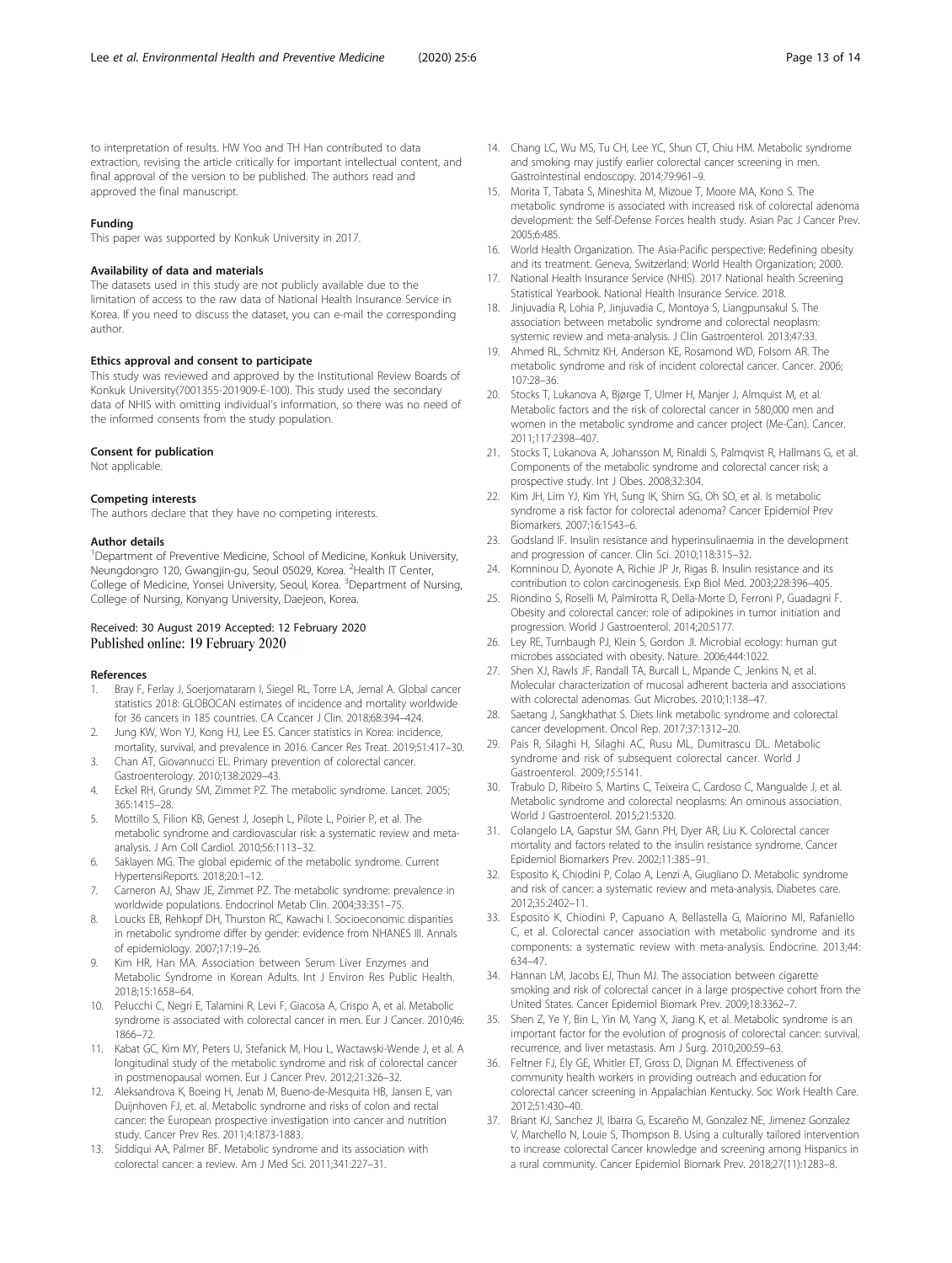to interpretation of results. HW Yoo and TH Han contributed to data extraction, revising the article critically for important intellectual content, and final approval of the version to be published. The authors read and approved the final manuscript.

### Funding

This paper was supported by Konkuk University in 2017.

### Availability of data and materials

The datasets used in this study are not publicly available due to the limitation of access to the raw data of National Health Insurance Service in Korea. If you need to discuss the dataset, you can e-mail the corresponding author.

### Ethics approval and consent to participate

This study was reviewed and approved by the Institutional Review Boards of Konkuk University(7001355-201909-E-100). This study used the secondary data of NHIS with omitting individual's information, so there was no need of the informed consents from the study population.

### Consent for publication

Not applicable.

### Competing interests

The authors declare that they have no competing interests.

### Author details

[1]Department of Preventive Medicine, School of Medicine, Konkuk University, Neungdongro 120, Gwangjin-gu, Seoul 05029, Korea. [2]Health IT Center, College of Medicine, Yonsei University, Seoul, Korea. [3]Department of Nursing, College of Nursing, Konyang University, Daejeon, Korea.

Received: 30 August 2019 Accepted: 12 February 2020
Published online: 19 February 2020

### References

1. Bray F, Ferlay J, Soerjomataram I, Siegel RL, Torre LA, Jemal A. Global cancer statistics 2018: GLOBOCAN estimates of incidence and mortality worldwide for 36 cancers in 185 countries. CA Ccancer J Clin. 2018;68:394–424.
2. Jung KW, Won YJ, Kong HJ, Lee ES. Cancer statistics in Korea: incidence, mortality, survival, and prevalence in 2016. Cancer Res Treat. 2019;51:417–30.
3. Chan AT, Giovannucci EL. Primary prevention of colorectal cancer. Gastroenterology. 2010;138:2029–43.
4. Eckel RH, Grundy SM, Zimmet PZ. The metabolic syndrome. Lancet. 2005; 365:1415–28.
5. Mottillo S, Filion KB, Genest J, Joseph L, Pilote L, Poirier P, et al. The metabolic syndrome and cardiovascular risk: a systematic review and meta-analysis. J Am Coll Cardiol. 2010;56:1113–32.
6. Saklayen MG. The global epidemic of the metabolic syndrome. Current HypertensiReports. 2018;20:1–12.
7. Cameron AJ, Shaw JE, Zimmet PZ. The metabolic syndrome: prevalence in worldwide populations. Endocrinol Metab Clin. 2004;33:351–75.
8. Loucks EB, Rehkopf DH, Thurston RC, Kawachi I. Socioeconomic disparities in metabolic syndrome differ by gender: evidence from NHANES III. Annals of epidemiology. 2007;17:19–26.
9. Kim HR, Han MA. Association between Serum Liver Enzymes and Metabolic Syndrome in Korean Adults. Int J Environ Res Public Health. 2018;15:1658–64.
10. Pelucchi C, Negri E, Talamini R, Levi F, Giacosa A, Crispo A, et al. Metabolic syndrome is associated with colorectal cancer in men. Eur J Cancer. 2010;46: 1866–72.
11. Kabat GC, Kim MY, Peters U, Stefanick M, Hou L, Wactawski-Wende J, et al. A longitudinal study of the metabolic syndrome and risk of colorectal cancer in postmenopausal women. Eur J Cancer Prev. 2012;21:326–32.
12. Aleksandrova K, Boeing H, Jenab M, Bueno-de-Mesquita HB, Jansen E, van Duijnhoven FJ, et. al. Metabolic syndrome and risks of colon and rectal cancer: the European prospective investigation into cancer and nutrition study. Cancer Prev Res. 2011;4:1873-1883.
13. Siddiqui AA, Palmer BF. Metabolic syndrome and its association with colorectal cancer: a review. Am J Med Sci. 2011;341:227–31.
14. Chang LC, Wu MS, Tu CH, Lee YC, Shun CT, Chiu HM. Metabolic syndrome and smoking may justify earlier colorectal cancer screening in men. Gastrointestinal endoscopy. 2014;79:961–9.
15. Morita T, Tabata S, Mineshita M, Mizoue T, Moore MA, Kono S. The metabolic syndrome is associated with increased risk of colorectal adenoma development: the Self-Defense Forces health study. Asian Pac J Cancer Prev. 2005;6:485.
16. World Health Organization. The Asia-Pacific perspective: Redefining obesity and its treatment. Geneva, Switzerland: World Health Organization; 2000.
17. National Health Insurance Service (NHIS). 2017 National health Screening Statistical Yearbook. National Health Insurance Service. 2018.
18. Jinjuvadia R, Lohia P, Jinjuvadia C, Montoya S, Liangpunsakul S. The association between metabolic syndrome and colorectal neoplasm: systemic review and meta-analysis. J Clin Gastroenterol. 2013;47:33.
19. Ahmed RL, Schmitz KH, Anderson KE, Rosamond WD, Folsom AR. The metabolic syndrome and risk of incident colorectal cancer. Cancer. 2006; 107:28–36.
20. Stocks T, Lukanova A, Bjørge T, Ulmer H, Manjer J, Almquist M, et al. Metabolic factors and the risk of colorectal cancer in 580,000 men and women in the metabolic syndrome and cancer project (Me-Can). Cancer. 2011;117:2398–407.
21. Stocks T, Lukanova A, Johansson M, Rinaldi S, Palmqvist R, Hallmans G, et al. Components of the metabolic syndrome and colorectal cancer risk; a prospective study. Int J Obes. 2008;32:304.
22. Kim JH, Lim YJ, Kim YH, Sung IK, Shim SG, Oh SO, et al. Is metabolic syndrome a risk factor for colorectal adenoma? Cancer Epidemiol Prev Biomarkers. 2007;16:1543–6.
23. Godsland IF. Insulin resistance and hyperinsulinaemia in the development and progression of cancer. Clin Sci. 2010;118:315–32.
24. Komninou D, Ayonote A, Richie JP Jr, Rigas B. Insulin resistance and its contribution to colon carcinogenesis. Exp Biol Med. 2003;228:396–405.
25. Riondino S, Roselli M, Palmirotta R, Della-Morte D, Ferroni P, Guadagni F. Obesity and colorectal cancer: role of adipokines in tumor initiation and progression. World J Gastroenterol. 2014;20:5177.
26. Ley RE, Turnbaugh PJ, Klein S, Gordon JI. Microbial ecology: human gut microbes associated with obesity. Nature. 2006;444:1022.
27. Shen XJ, Rawls JF, Randall TA, Burcall L, Mpande C, Jenkins N, et al. Molecular characterization of mucosal adherent bacteria and associations with colorectal adenomas. Gut Microbes. 2010;1:138–47.
28. Saetang J, Sangkhathat S. Diets link metabolic syndrome and colorectal cancer development. Oncol Rep. 2017;37:1312–20.
29. Pais R, Silaghi H, Silaghi AC, Rusu ML, Dumitrascu DL. Metabolic syndrome and risk of subsequent colorectal cancer. World J Gastroenterol. 2009;15:5141.
30. Trabulo D, Ribeiro S, Martins C, Teixeira C, Cardoso C, Mangualde J, et al. Metabolic syndrome and colorectal neoplasms: An ominous association. World J Gastroenterol. 2015;21:5320.
31. Colangelo LA, Gapstur SM, Gann PH, Dyer AR, Liu K. Colorectal cancer mortality and factors related to the insulin resistance syndrome. Cancer Epidemiol Biomarkers Prev. 2002;11:385–91.
32. Esposito K, Chiodini P, Colao A, Lenzi A, Giugliano D. Metabolic syndrome and risk of cancer: a systematic review and meta-analysis. Diabetes care. 2012;35:2402–11.
33. Esposito K, Chiodini P, Capuano A, Bellastella G, Maiorino MI, Rafaniello C, et al. Colorectal cancer association with metabolic syndrome and its components: a systematic review with meta-analysis. Endocrine. 2013;44: 634–47.
34. Hannan LM, Jacobs EJ, Thun MJ. The association between cigarette smoking and risk of colorectal cancer in a large prospective cohort from the United States. Cancer Epidemiol Biomark Prev. 2009;18:3362–7.
35. Shen Z, Ye Y, Bin L, Yin M, Yang X, Jiang K, et al. Metabolic syndrome is an important factor for the evolution of prognosis of colorectal cancer: survival, recurrence, and liver metastasis. Am J Surg. 2010;200:59–63.
36. Feltner FJ, Ely GE, Whitler ET, Gross D, Dignan M. Effectiveness of community health workers in providing outreach and education for colorectal cancer screening in Appalachian Kentucky. Soc Work Health Care. 2012;51:430–40.
37. Briant KJ, Sanchez JI, Ibarra G, Escareño M, Gonzalez NE, Jimenez Gonzalez V, Marchello N, Louie S, Thompson B. Using a culturally tailored intervention to increase colorectal Cancer knowledge and screening among Hispanics in a rural community. Cancer Epidemiol Biomark Prev. 2018;27(11):1283–8.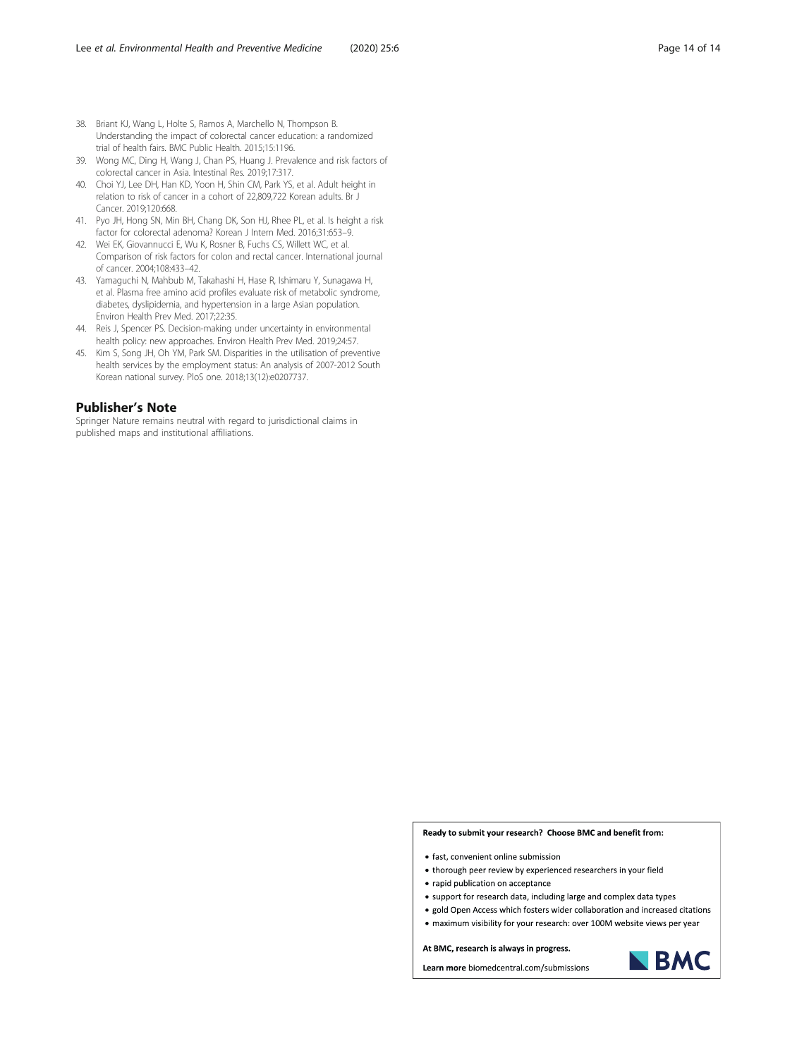38. Briant KJ, Wang L, Holte S, Ramos A, Marchello N, Thompson B. Understanding the impact of colorectal cancer education: a randomized trial of health fairs. BMC Public Health. 2015;15:1196.
39. Wong MC, Ding H, Wang J, Chan PS, Huang J. Prevalence and risk factors of colorectal cancer in Asia. Intestinal Res. 2019;17:317.
40. Choi YJ, Lee DH, Han KD, Yoon H, Shin CM, Park YS, et al. Adult height in relation to risk of cancer in a cohort of 22,809,722 Korean adults. Br J Cancer. 2019;120:668.
41. Pyo JH, Hong SN, Min BH, Chang DK, Son HJ, Rhee PL, et al. Is height a risk factor for colorectal adenoma? Korean J Intern Med. 2016;31:653–9.
42. Wei EK, Giovannucci E, Wu K, Rosner B, Fuchs CS, Willett WC, et al. Comparison of risk factors for colon and rectal cancer. International journal of cancer. 2004;108:433–42.
43. Yamaguchi N, Mahbub M, Takahashi H, Hase R, Ishimaru Y, Sunagawa H, et al. Plasma free amino acid profiles evaluate risk of metabolic syndrome, diabetes, dyslipidemia, and hypertension in a large Asian population. Environ Health Prev Med. 2017;22:35.
44. Reis J, Spencer PS. Decision-making under uncertainty in environmental health policy: new approaches. Environ Health Prev Med. 2019;24:57.
45. Kim S, Song JH, Oh YM, Park SM. Disparities in the utilisation of preventive health services by the employment status: An analysis of 2007-2012 South Korean national survey. PloS one. 2018;13(12):e0207737.

## Publisher's Note

Springer Nature remains neutral with regard to jurisdictional claims in published maps and institutional affiliations.

**Ready to submit your research? Choose BMC and benefit from:**

- fast, convenient online submission
- thorough peer review by experienced researchers in your field
- rapid publication on acceptance
- support for research data, including large and complex data types
- gold Open Access which fosters wider collaboration and increased citations
- maximum visibility for your research: over 100M website views per year

**At BMC, research is always in progress.**

**Learn more** biomedcentral.com/submissions

BMC